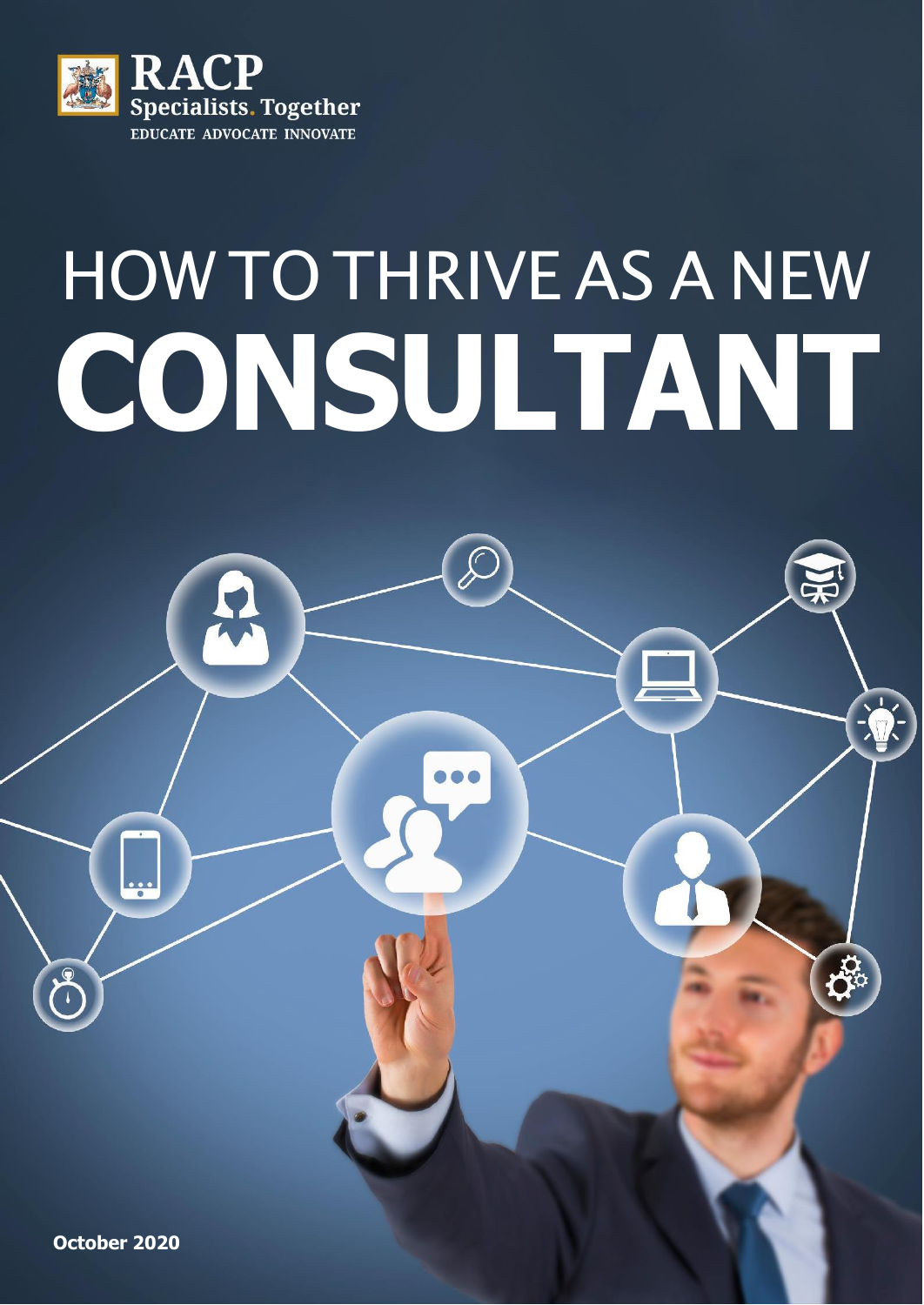RACP
Specialists. Together
EDUCATE ADVOCATE INNOVATE

# HOW TO THRIVE AS A NEW **CONSULTANT**

**October 2020**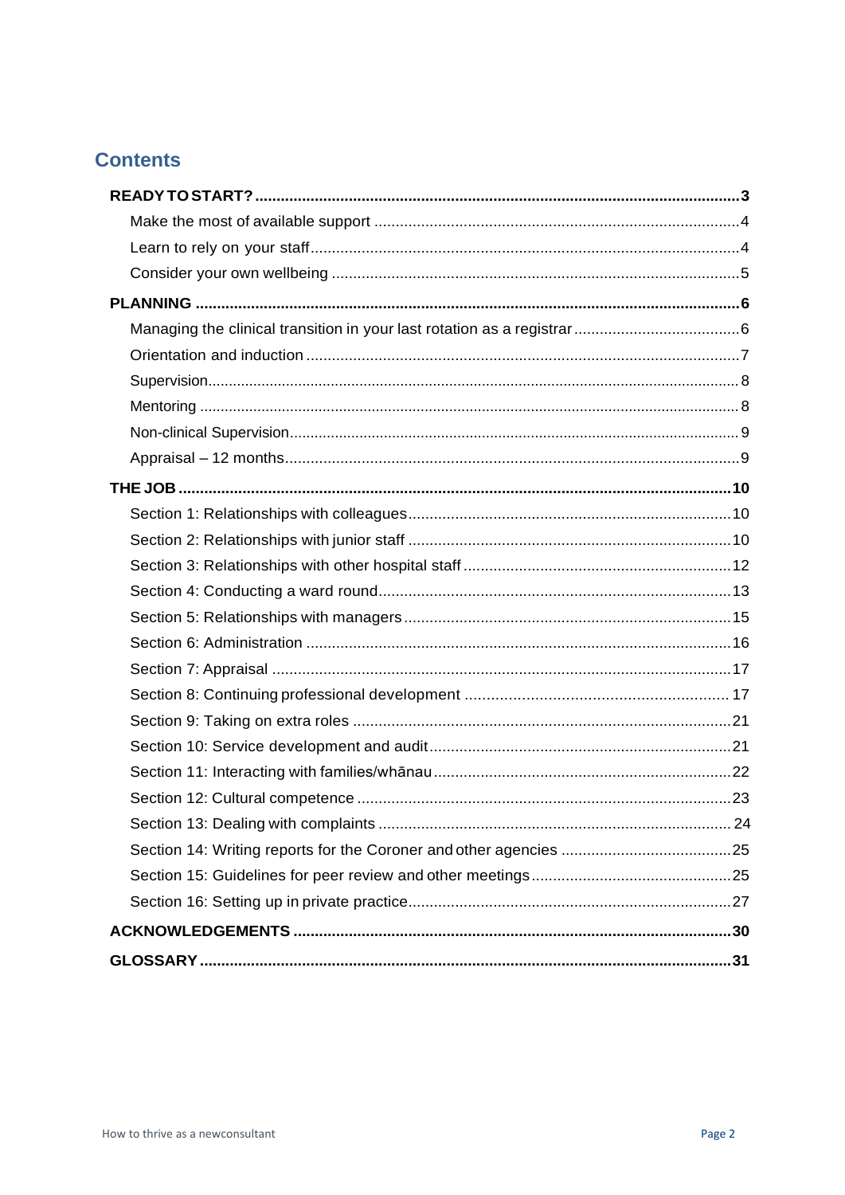## Contents

**READY TO START?** 3

- Make the most of available support 4
- Learn to rely on your staff 4
- Consider your own wellbeing 5

**PLANNING** 6

- Managing the clinical transition in your last rotation as a registrar 6
- Orientation and induction 7
- Supervision 8
- Mentoring 8
- Non-clinical Supervision 9
- Appraisal – 12 months 9

**THE JOB** 10

- Section 1: Relationships with colleagues 10
- Section 2: Relationships with junior staff 10
- Section 3: Relationships with other hospital staff 12
- Section 4: Conducting a ward round 13
- Section 5: Relationships with managers 15
- Section 6: Administration 16
- Section 7: Appraisal 17
- Section 8: Continuing professional development 17
- Section 9: Taking on extra roles 21
- Section 10: Service development and audit 21
- Section 11: Interacting with families/whānau 22
- Section 12: Cultural competence 23
- Section 13: Dealing with complaints 24
- Section 14: Writing reports for the Coroner and other agencies 25
- Section 15: Guidelines for peer review and other meetings 25
- Section 16: Setting up in private practice 27

**ACKNOWLEDGEMENTS** 30

**GLOSSARY** 31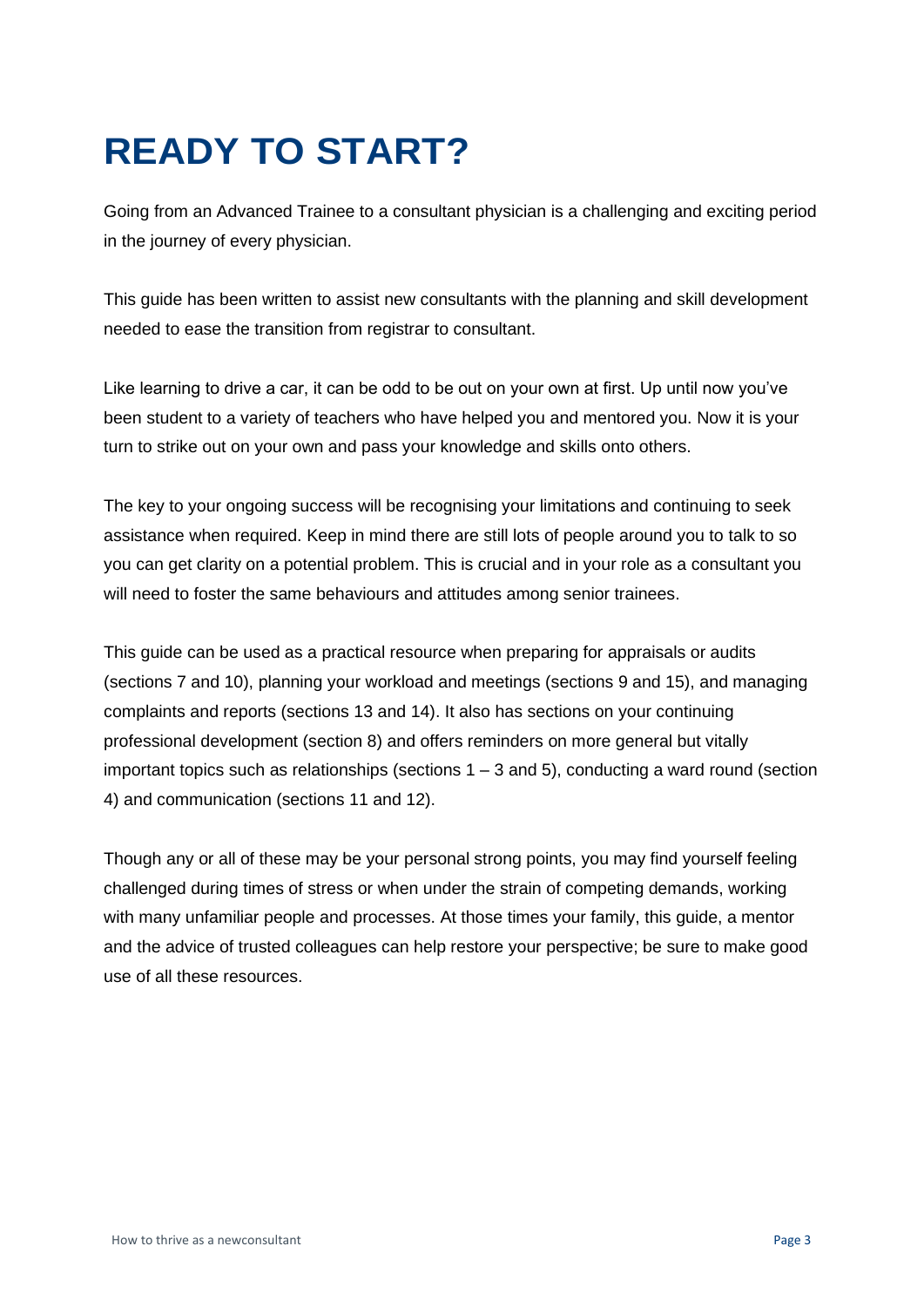# READY TO START?

Going from an Advanced Trainee to a consultant physician is a challenging and exciting period in the journey of every physician.

This guide has been written to assist new consultants with the planning and skill development needed to ease the transition from registrar to consultant.

Like learning to drive a car, it can be odd to be out on your own at first. Up until now you've been student to a variety of teachers who have helped you and mentored you. Now it is your turn to strike out on your own and pass your knowledge and skills onto others.

The key to your ongoing success will be recognising your limitations and continuing to seek assistance when required. Keep in mind there are still lots of people around you to talk to so you can get clarity on a potential problem. This is crucial and in your role as a consultant you will need to foster the same behaviours and attitudes among senior trainees.

This guide can be used as a practical resource when preparing for appraisals or audits (sections 7 and 10), planning your workload and meetings (sections 9 and 15), and managing complaints and reports (sections 13 and 14). It also has sections on your continuing professional development (section 8) and offers reminders on more general but vitally important topics such as relationships (sections 1 – 3 and 5), conducting a ward round (section 4) and communication (sections 11 and 12).

Though any or all of these may be your personal strong points, you may find yourself feeling challenged during times of stress or when under the strain of competing demands, working with many unfamiliar people and processes. At those times your family, this guide, a mentor and the advice of trusted colleagues can help restore your perspective; be sure to make good use of all these resources.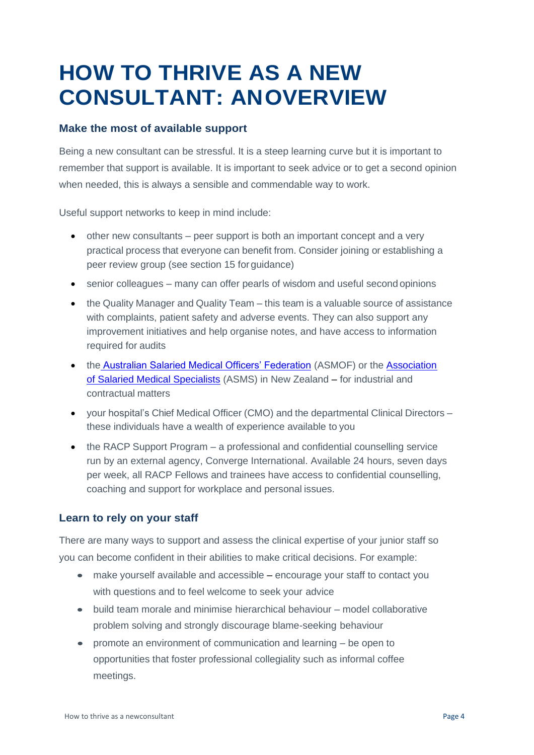# HOW TO THRIVE AS A NEW CONSULTANT: ANOVERVIEW

### Make the most of available support

Being a new consultant can be stressful. It is a steep learning curve but it is important to remember that support is available. It is important to seek advice or to get a second opinion when needed, this is always a sensible and commendable way to work.

Useful support networks to keep in mind include:

- other new consultants – peer support is both an important concept and a very practical process that everyone can benefit from. Consider joining or establishing a peer review group (see section 15 for guidance)
- senior colleagues – many can offer pearls of wisdom and useful second opinions
- the Quality Manager and Quality Team – this team is a valuable source of assistance with complaints, patient safety and adverse events. They can also support any improvement initiatives and help organise notes, and have access to information required for audits
- the Australian Salaried Medical Officers' Federation (ASMOF) or the Association of Salaried Medical Specialists (ASMS) in New Zealand – for industrial and contractual matters
- your hospital's Chief Medical Officer (CMO) and the departmental Clinical Directors – these individuals have a wealth of experience available to you
- the RACP Support Program – a professional and confidential counselling service run by an external agency, Converge International. Available 24 hours, seven days per week, all RACP Fellows and trainees have access to confidential counselling, coaching and support for workplace and personal issues.

### Learn to rely on your staff

There are many ways to support and assess the clinical expertise of your junior staff so you can become confident in their abilities to make critical decisions. For example:

- make yourself available and accessible – encourage your staff to contact you with questions and to feel welcome to seek your advice
- build team morale and minimise hierarchical behaviour – model collaborative problem solving and strongly discourage blame-seeking behaviour
- promote an environment of communication and learning – be open to opportunities that foster professional collegiality such as informal coffee meetings.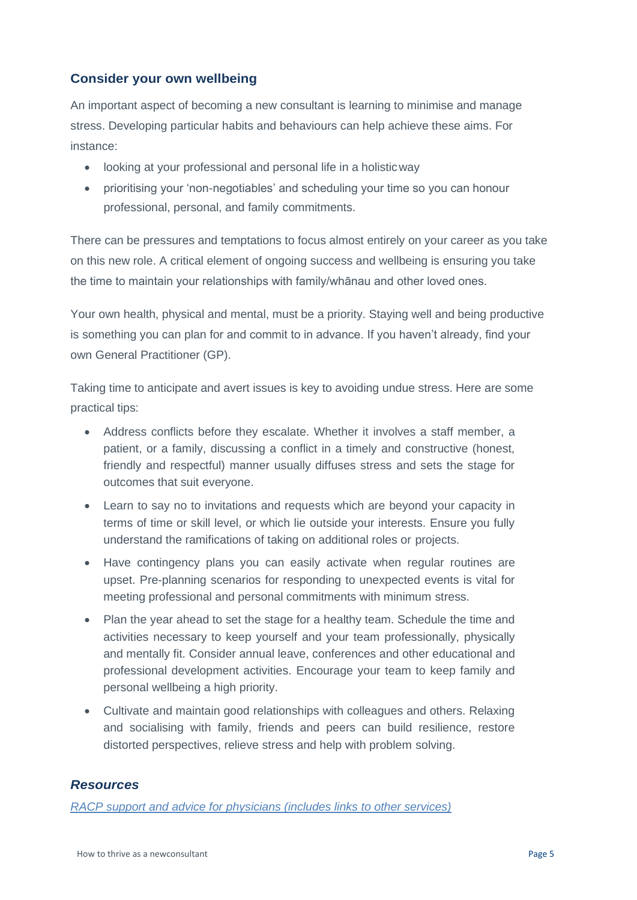## Consider your own wellbeing

An important aspect of becoming a new consultant is learning to minimise and manage stress. Developing particular habits and behaviours can help achieve these aims. For instance:

- looking at your professional and personal life in a holistic way
- prioritising your 'non-negotiables' and scheduling your time so you can honour professional, personal, and family commitments.

There can be pressures and temptations to focus almost entirely on your career as you take on this new role. A critical element of ongoing success and wellbeing is ensuring you take the time to maintain your relationships with family/whānau and other loved ones.

Your own health, physical and mental, must be a priority. Staying well and being productive is something you can plan for and commit to in advance. If you haven't already, find your own General Practitioner (GP).

Taking time to anticipate and avert issues is key to avoiding undue stress. Here are some practical tips:

- Address conflicts before they escalate. Whether it involves a staff member, a patient, or a family, discussing a conflict in a timely and constructive (honest, friendly and respectful) manner usually diffuses stress and sets the stage for outcomes that suit everyone.
- Learn to say no to invitations and requests which are beyond your capacity in terms of time or skill level, or which lie outside your interests. Ensure you fully understand the ramifications of taking on additional roles or projects.
- Have contingency plans you can easily activate when regular routines are upset. Pre-planning scenarios for responding to unexpected events is vital for meeting professional and personal commitments with minimum stress.
- Plan the year ahead to set the stage for a healthy team. Schedule the time and activities necessary to keep yourself and your team professionally, physically and mentally fit. Consider annual leave, conferences and other educational and professional development activities. Encourage your team to keep family and personal wellbeing a high priority.
- Cultivate and maintain good relationships with colleagues and others. Relaxing and socialising with family, friends and peers can build resilience, restore distorted perspectives, relieve stress and help with problem solving.

### *Resources*

*RACP support and advice for physicians (includes links to other services)*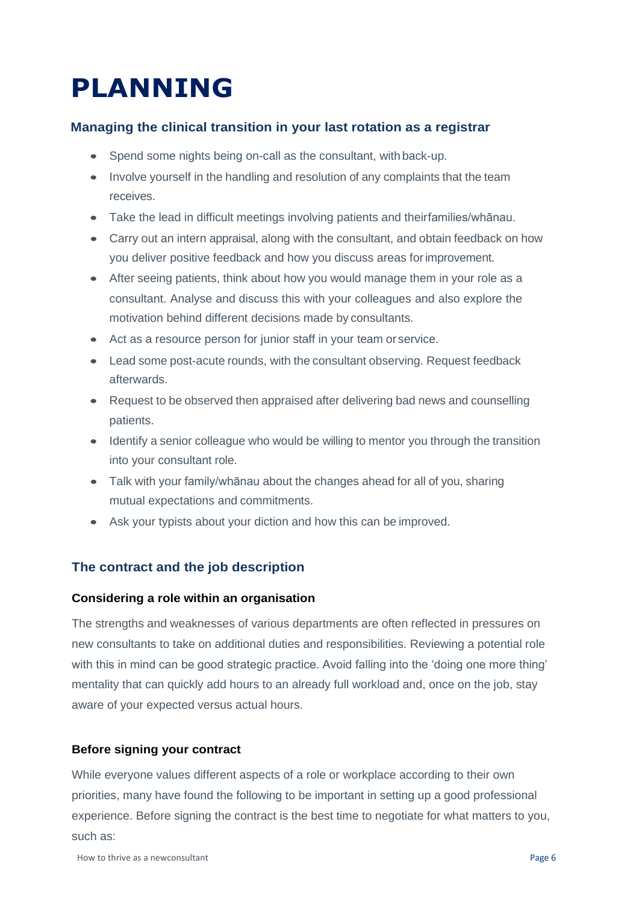# PLANNING

## Managing the clinical transition in your last rotation as a registrar

- Spend some nights being on-call as the consultant, with back-up.
- Involve yourself in the handling and resolution of any complaints that the team receives.
- Take the lead in difficult meetings involving patients and their families/whānau.
- Carry out an intern appraisal, along with the consultant, and obtain feedback on how you deliver positive feedback and how you discuss areas for improvement.
- After seeing patients, think about how you would manage them in your role as a consultant. Analyse and discuss this with your colleagues and also explore the motivation behind different decisions made by consultants.
- Act as a resource person for junior staff in your team or service.
- Lead some post-acute rounds, with the consultant observing. Request feedback afterwards.
- Request to be observed then appraised after delivering bad news and counselling patients.
- Identify a senior colleague who would be willing to mentor you through the transition into your consultant role.
- Talk with your family/whānau about the changes ahead for all of you, sharing mutual expectations and commitments.
- Ask your typists about your diction and how this can be improved.

## The contract and the job description

### Considering a role within an organisation

The strengths and weaknesses of various departments are often reflected in pressures on new consultants to take on additional duties and responsibilities. Reviewing a potential role with this in mind can be good strategic practice. Avoid falling into the 'doing one more thing' mentality that can quickly add hours to an already full workload and, once on the job, stay aware of your expected versus actual hours.

### Before signing your contract

While everyone values different aspects of a role or workplace according to their own priorities, many have found the following to be important in setting up a good professional experience. Before signing the contract is the best time to negotiate for what matters to you, such as: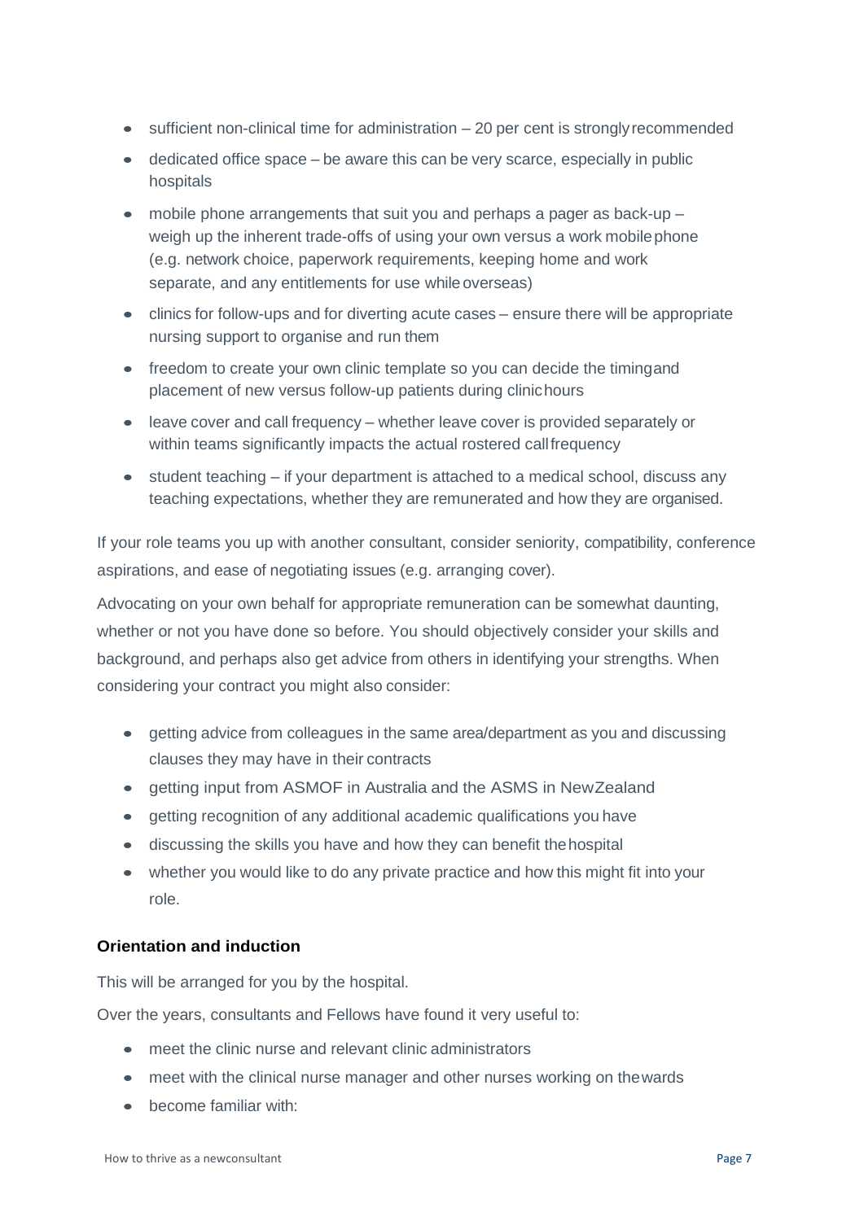- sufficient non-clinical time for administration – 20 per cent is strongly recommended
- dedicated office space – be aware this can be very scarce, especially in public hospitals
- mobile phone arrangements that suit you and perhaps a pager as back-up – weigh up the inherent trade-offs of using your own versus a work mobile phone (e.g. network choice, paperwork requirements, keeping home and work separate, and any entitlements for use while overseas)
- clinics for follow-ups and for diverting acute cases – ensure there will be appropriate nursing support to organise and run them
- freedom to create your own clinic template so you can decide the timing and placement of new versus follow-up patients during clinic hours
- leave cover and call frequency – whether leave cover is provided separately or within teams significantly impacts the actual rostered call frequency
- student teaching – if your department is attached to a medical school, discuss any teaching expectations, whether they are remunerated and how they are organised.

If your role teams you up with another consultant, consider seniority, compatibility, conference aspirations, and ease of negotiating issues (e.g. arranging cover).

Advocating on your own behalf for appropriate remuneration can be somewhat daunting, whether or not you have done so before. You should objectively consider your skills and background, and perhaps also get advice from others in identifying your strengths. When considering your contract you might also consider:

- getting advice from colleagues in the same area/department as you and discussing clauses they may have in their contracts
- getting input from ASMOF in Australia and the ASMS in New Zealand
- getting recognition of any additional academic qualifications you have
- discussing the skills you have and how they can benefit the hospital
- whether you would like to do any private practice and how this might fit into your role.

**Orientation and induction**

This will be arranged for you by the hospital.

Over the years, consultants and Fellows have found it very useful to:

- meet the clinic nurse and relevant clinic administrators
- meet with the clinical nurse manager and other nurses working on the wards
- become familiar with: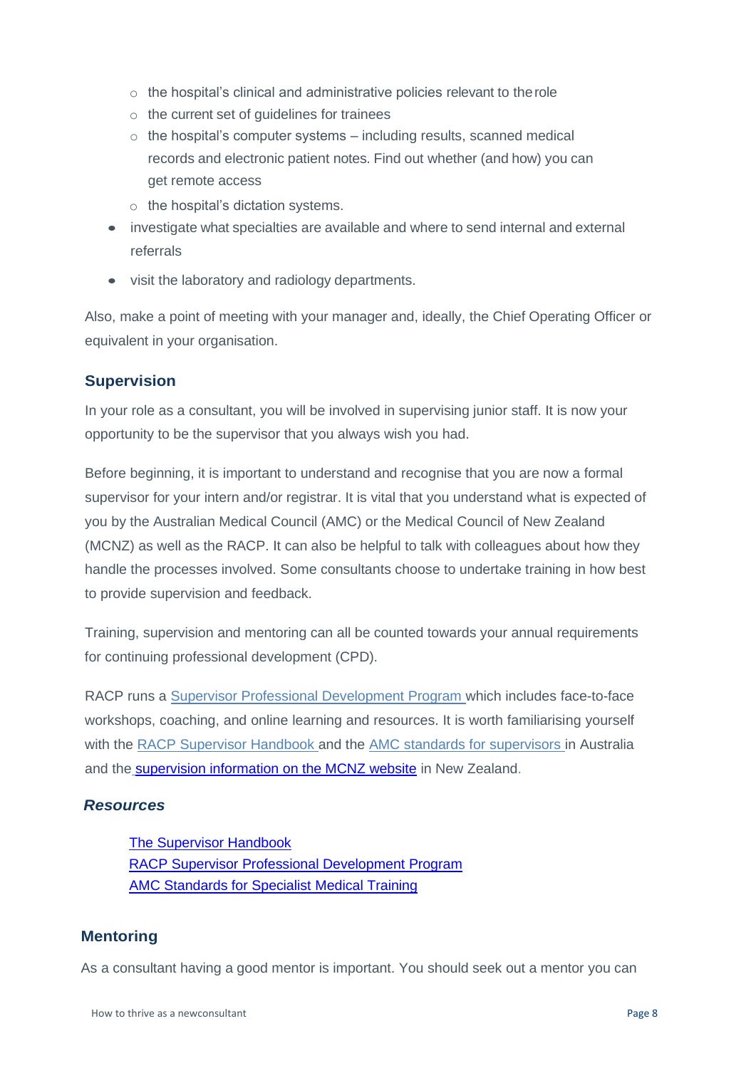- the hospital's clinical and administrative policies relevant to the role
  - the current set of guidelines for trainees
  - the hospital's computer systems – including results, scanned medical records and electronic patient notes. Find out whether (and how) you can get remote access
  - the hospital's dictation systems.
- investigate what specialties are available and where to send internal and external referrals
- visit the laboratory and radiology departments.

Also, make a point of meeting with your manager and, ideally, the Chief Operating Officer or equivalent in your organisation.

## Supervision

In your role as a consultant, you will be involved in supervising junior staff. It is now your opportunity to be the supervisor that you always wish you had.

Before beginning, it is important to understand and recognise that you are now a formal supervisor for your intern and/or registrar. It is vital that you understand what is expected of you by the Australian Medical Council (AMC) or the Medical Council of New Zealand (MCNZ) as well as the RACP. It can also be helpful to talk with colleagues about how they handle the processes involved. Some consultants choose to undertake training in how best to provide supervision and feedback.

Training, supervision and mentoring can all be counted towards your annual requirements for continuing professional development (CPD).

RACP runs a Supervisor Professional Development Program which includes face-to-face workshops, coaching, and online learning and resources. It is worth familiarising yourself with the RACP Supervisor Handbook and the AMC standards for supervisors in Australia and the supervision information on the MCNZ website in New Zealand.

### *Resources*

The Supervisor Handbook
RACP Supervisor Professional Development Program
AMC Standards for Specialist Medical Training

## Mentoring

As a consultant having a good mentor is important. You should seek out a mentor you can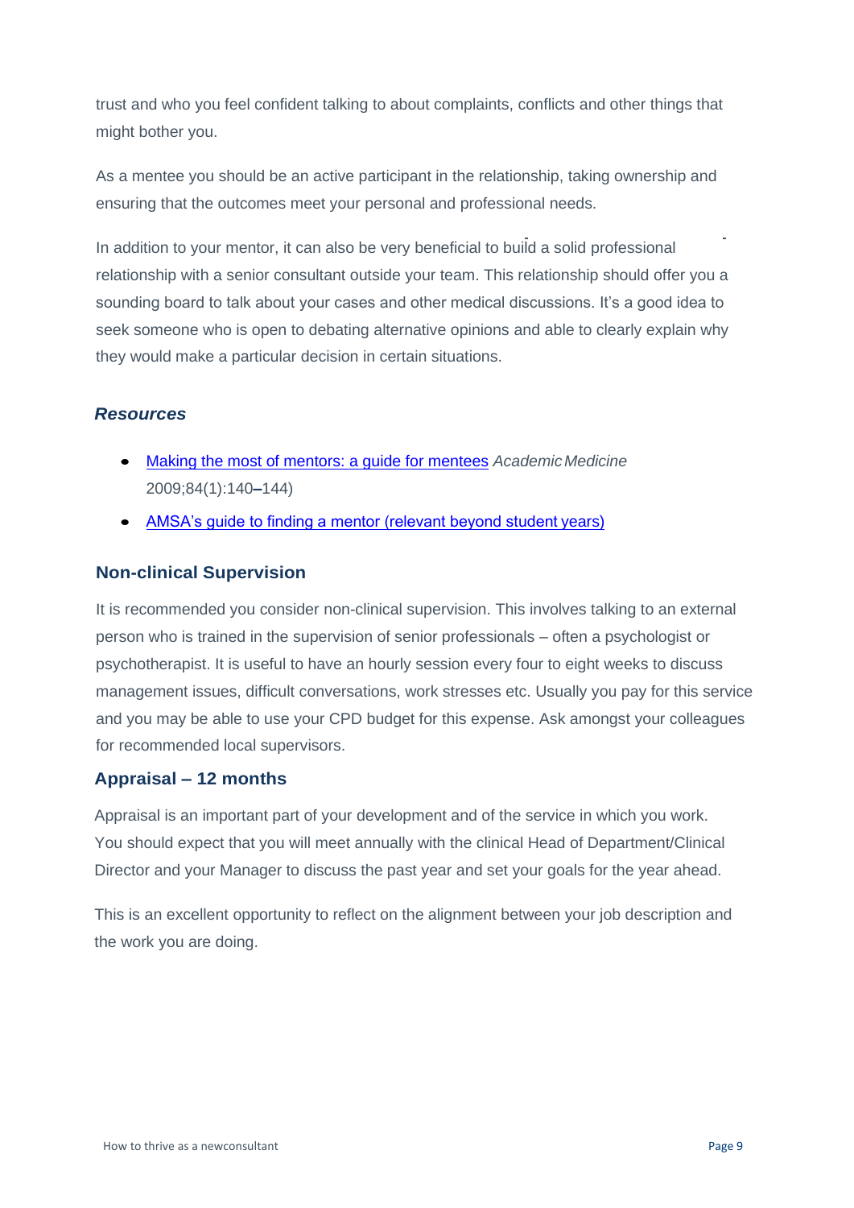trust and who you feel confident talking to about complaints, conflicts and other things that might bother you.

As a mentee you should be an active participant in the relationship, taking ownership and ensuring that the outcomes meet your personal and professional needs.

In addition to your mentor, it can also be very beneficial to build a solid professional relationship with a senior consultant outside your team. This relationship should offer you a sounding board to talk about your cases and other medical discussions. It's a good idea to seek someone who is open to debating alternative opinions and able to clearly explain why they would make a particular decision in certain situations.

### *Resources*

- Making the most of mentors: a guide for mentees *Academic Medicine* 2009;84(1):140–144)
- AMSA's guide to finding a mentor (relevant beyond student years)

## Non-clinical Supervision

It is recommended you consider non-clinical supervision. This involves talking to an external person who is trained in the supervision of senior professionals – often a psychologist or psychotherapist. It is useful to have an hourly session every four to eight weeks to discuss management issues, difficult conversations, work stresses etc. Usually you pay for this service and you may be able to use your CPD budget for this expense. Ask amongst your colleagues for recommended local supervisors.

## Appraisal – 12 months

Appraisal is an important part of your development and of the service in which you work. You should expect that you will meet annually with the clinical Head of Department/Clinical Director and your Manager to discuss the past year and set your goals for the year ahead.

This is an excellent opportunity to reflect on the alignment between your job description and the work you are doing.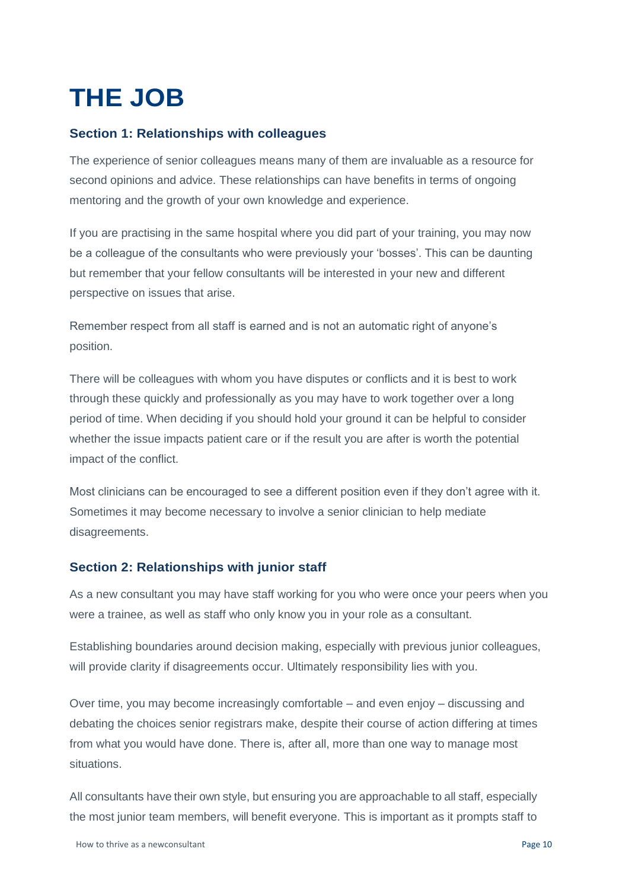# THE JOB

## Section 1: Relationships with colleagues

The experience of senior colleagues means many of them are invaluable as a resource for second opinions and advice. These relationships can have benefits in terms of ongoing mentoring and the growth of your own knowledge and experience.

If you are practising in the same hospital where you did part of your training, you may now be a colleague of the consultants who were previously your 'bosses'. This can be daunting but remember that your fellow consultants will be interested in your new and different perspective on issues that arise.

Remember respect from all staff is earned and is not an automatic right of anyone's position.

There will be colleagues with whom you have disputes or conflicts and it is best to work through these quickly and professionally as you may have to work together over a long period of time. When deciding if you should hold your ground it can be helpful to consider whether the issue impacts patient care or if the result you are after is worth the potential impact of the conflict.

Most clinicians can be encouraged to see a different position even if they don't agree with it. Sometimes it may become necessary to involve a senior clinician to help mediate disagreements.

## Section 2: Relationships with junior staff

As a new consultant you may have staff working for you who were once your peers when you were a trainee, as well as staff who only know you in your role as a consultant.

Establishing boundaries around decision making, especially with previous junior colleagues, will provide clarity if disagreements occur. Ultimately responsibility lies with you.

Over time, you may become increasingly comfortable – and even enjoy – discussing and debating the choices senior registrars make, despite their course of action differing at times from what you would have done. There is, after all, more than one way to manage most situations.

All consultants have their own style, but ensuring you are approachable to all staff, especially the most junior team members, will benefit everyone. This is important as it prompts staff to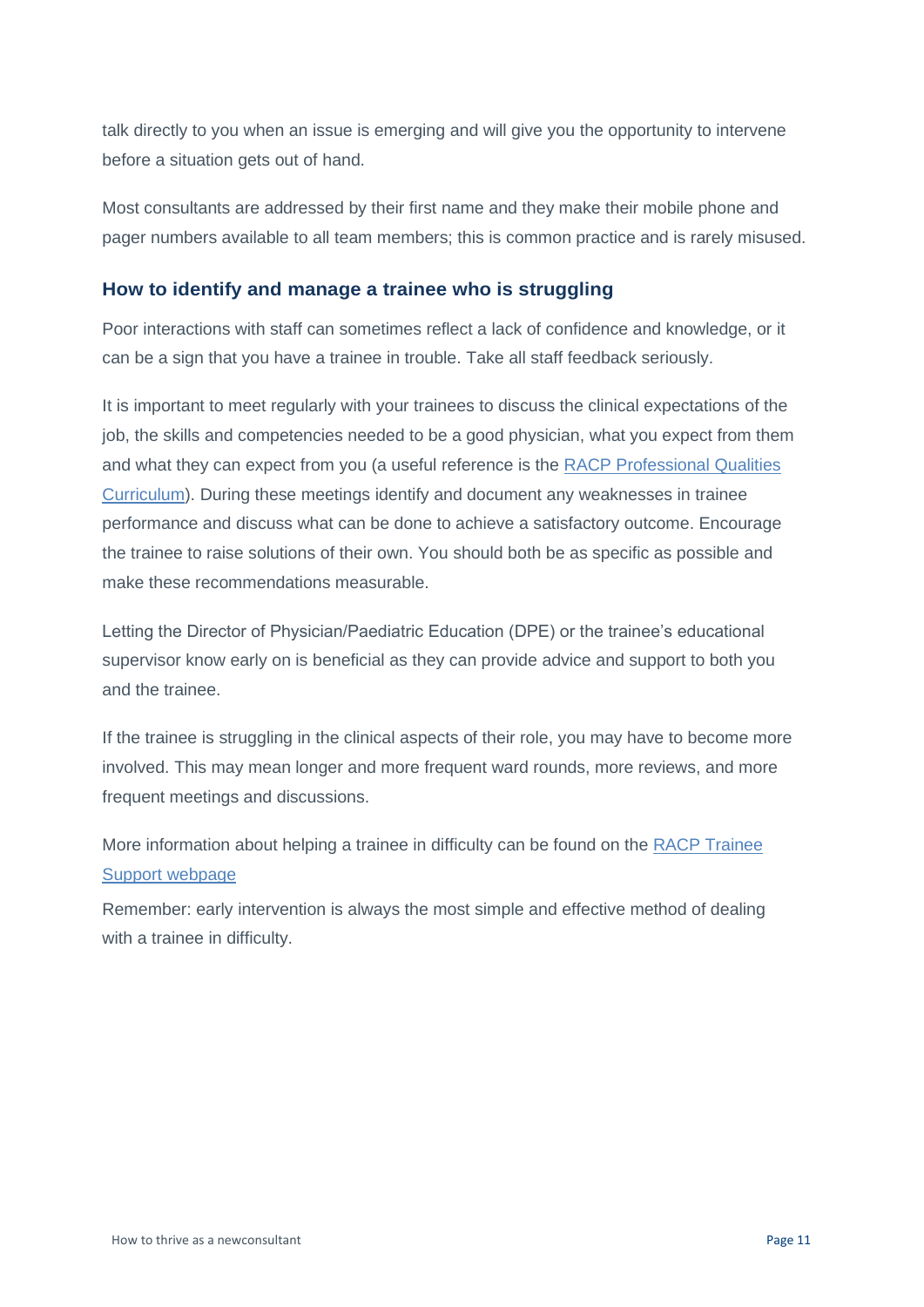talk directly to you when an issue is emerging and will give you the opportunity to intervene before a situation gets out of hand.

Most consultants are addressed by their first name and they make their mobile phone and pager numbers available to all team members; this is common practice and is rarely misused.

### How to identify and manage a trainee who is struggling

Poor interactions with staff can sometimes reflect a lack of confidence and knowledge, or it can be a sign that you have a trainee in trouble. Take all staff feedback seriously.

It is important to meet regularly with your trainees to discuss the clinical expectations of the job, the skills and competencies needed to be a good physician, what you expect from them and what they can expect from you (a useful reference is the [RACP Professional Qualities Curriculum]()). During these meetings identify and document any weaknesses in trainee performance and discuss what can be done to achieve a satisfactory outcome. Encourage the trainee to raise solutions of their own. You should both be as specific as possible and make these recommendations measurable.

Letting the Director of Physician/Paediatric Education (DPE) or the trainee's educational supervisor know early on is beneficial as they can provide advice and support to both you and the trainee.

If the trainee is struggling in the clinical aspects of their role, you may have to become more involved. This may mean longer and more frequent ward rounds, more reviews, and more frequent meetings and discussions.

More information about helping a trainee in difficulty can be found on the [RACP Trainee Support webpage]()

Remember: early intervention is always the most simple and effective method of dealing with a trainee in difficulty.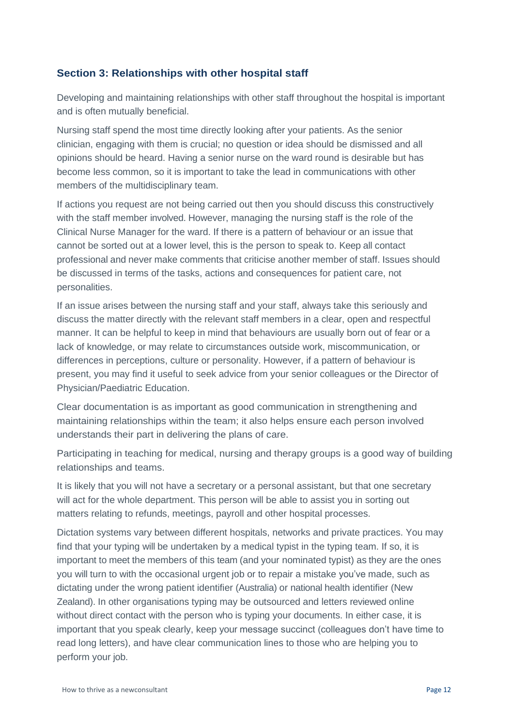## Section 3: Relationships with other hospital staff

Developing and maintaining relationships with other staff throughout the hospital is important and is often mutually beneficial.

Nursing staff spend the most time directly looking after your patients. As the senior clinician, engaging with them is crucial; no question or idea should be dismissed and all opinions should be heard. Having a senior nurse on the ward round is desirable but has become less common, so it is important to take the lead in communications with other members of the multidisciplinary team.

If actions you request are not being carried out then you should discuss this constructively with the staff member involved. However, managing the nursing staff is the role of the Clinical Nurse Manager for the ward. If there is a pattern of behaviour or an issue that cannot be sorted out at a lower level, this is the person to speak to. Keep all contact professional and never make comments that criticise another member of staff. Issues should be discussed in terms of the tasks, actions and consequences for patient care, not personalities.

If an issue arises between the nursing staff and your staff, always take this seriously and discuss the matter directly with the relevant staff members in a clear, open and respectful manner. It can be helpful to keep in mind that behaviours are usually born out of fear or a lack of knowledge, or may relate to circumstances outside work, miscommunication, or differences in perceptions, culture or personality. However, if a pattern of behaviour is present, you may find it useful to seek advice from your senior colleagues or the Director of Physician/Paediatric Education.

Clear documentation is as important as good communication in strengthening and maintaining relationships within the team; it also helps ensure each person involved understands their part in delivering the plans of care.

Participating in teaching for medical, nursing and therapy groups is a good way of building relationships and teams.

It is likely that you will not have a secretary or a personal assistant, but that one secretary will act for the whole department. This person will be able to assist you in sorting out matters relating to refunds, meetings, payroll and other hospital processes.

Dictation systems vary between different hospitals, networks and private practices. You may find that your typing will be undertaken by a medical typist in the typing team. If so, it is important to meet the members of this team (and your nominated typist) as they are the ones you will turn to with the occasional urgent job or to repair a mistake you've made, such as dictating under the wrong patient identifier (Australia) or national health identifier (New Zealand). In other organisations typing may be outsourced and letters reviewed online without direct contact with the person who is typing your documents. In either case, it is important that you speak clearly, keep your message succinct (colleagues don't have time to read long letters), and have clear communication lines to those who are helping you to perform your job.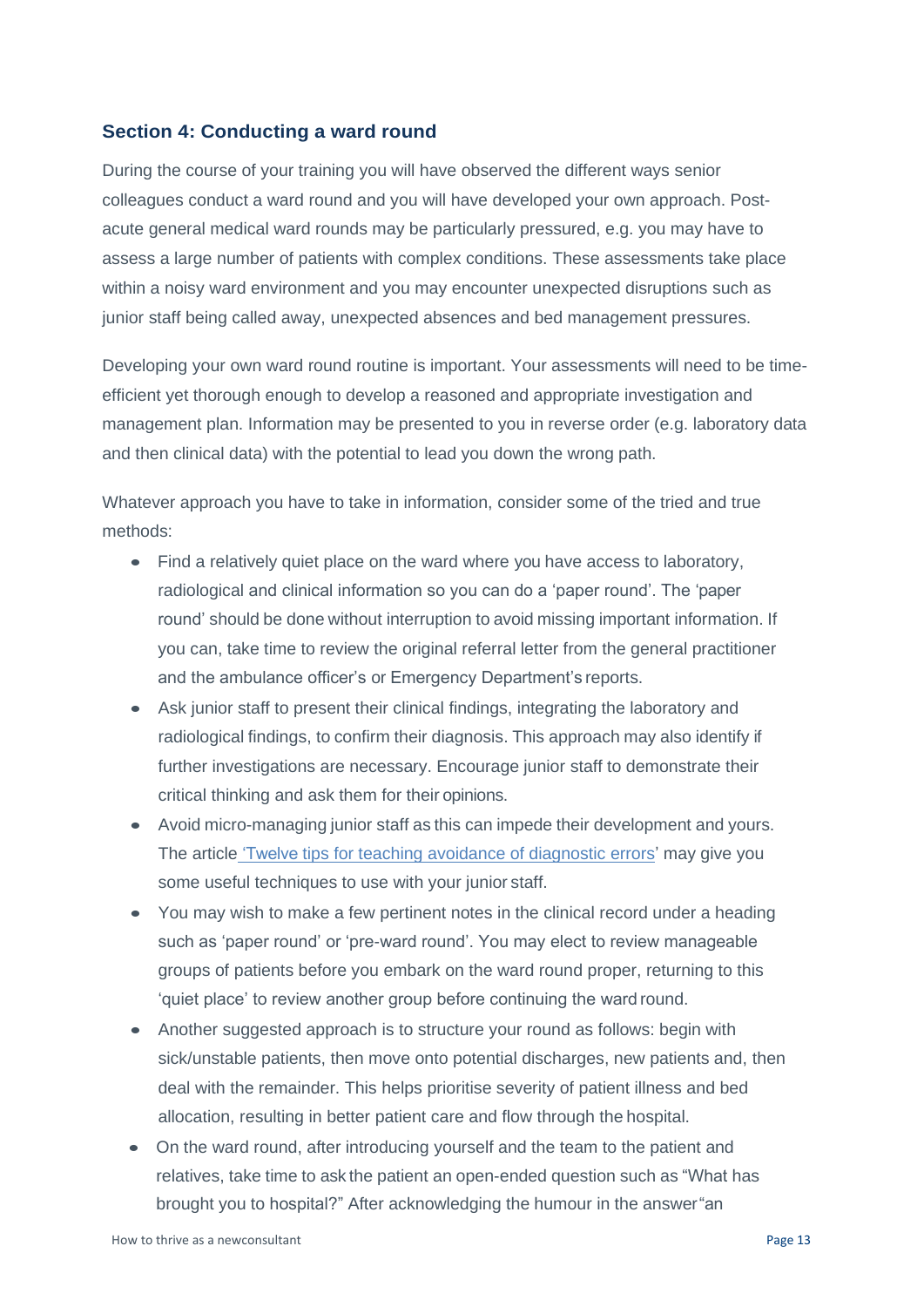## Section 4: Conducting a ward round

During the course of your training you will have observed the different ways senior colleagues conduct a ward round and you will have developed your own approach. Post-acute general medical ward rounds may be particularly pressured, e.g. you may have to assess a large number of patients with complex conditions. These assessments take place within a noisy ward environment and you may encounter unexpected disruptions such as junior staff being called away, unexpected absences and bed management pressures.

Developing your own ward round routine is important. Your assessments will need to be time-efficient yet thorough enough to develop a reasoned and appropriate investigation and management plan. Information may be presented to you in reverse order (e.g. laboratory data and then clinical data) with the potential to lead you down the wrong path.

Whatever approach you have to take in information, consider some of the tried and true methods:

- Find a relatively quiet place on the ward where you have access to laboratory, radiological and clinical information so you can do a 'paper round'. The 'paper round' should be done without interruption to avoid missing important information. If you can, take time to review the original referral letter from the general practitioner and the ambulance officer's or Emergency Department's reports.
- Ask junior staff to present their clinical findings, integrating the laboratory and radiological findings, to confirm their diagnosis. This approach may also identify if further investigations are necessary. Encourage junior staff to demonstrate their critical thinking and ask them for their opinions.
- Avoid micro-managing junior staff as this can impede their development and yours. The article 'Twelve tips for teaching avoidance of diagnostic errors' may give you some useful techniques to use with your junior staff.
- You may wish to make a few pertinent notes in the clinical record under a heading such as 'paper round' or 'pre-ward round'. You may elect to review manageable groups of patients before you embark on the ward round proper, returning to this 'quiet place' to review another group before continuing the ward round.
- Another suggested approach is to structure your round as follows: begin with sick/unstable patients, then move onto potential discharges, new patients and, then deal with the remainder. This helps prioritise severity of patient illness and bed allocation, resulting in better patient care and flow through the hospital.
- On the ward round, after introducing yourself and the team to the patient and relatives, take time to ask the patient an open-ended question such as "What has brought you to hospital?" After acknowledging the humour in the answer "an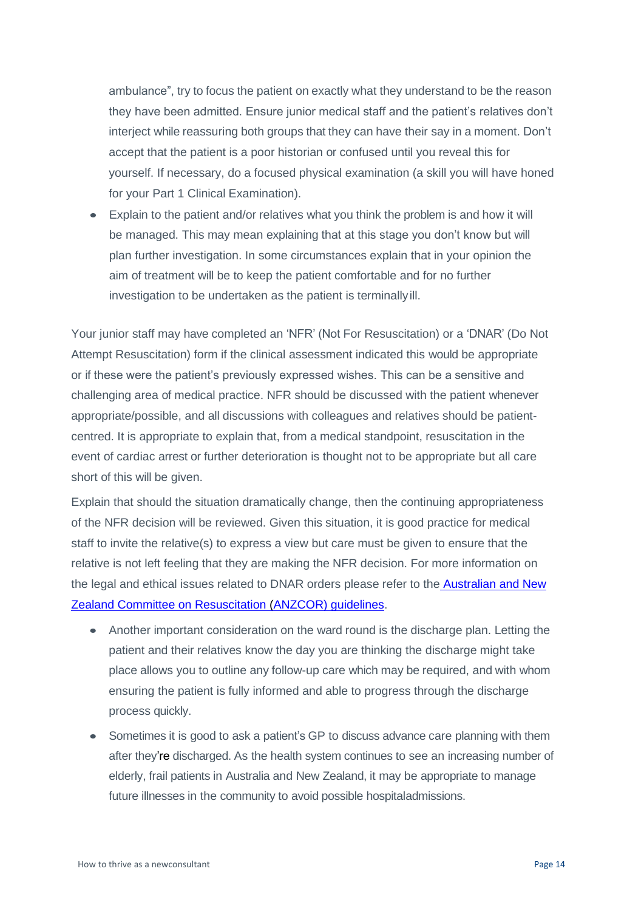ambulance", try to focus the patient on exactly what they understand to be the reason they have been admitted. Ensure junior medical staff and the patient's relatives don't interject while reassuring both groups that they can have their say in a moment. Don't accept that the patient is a poor historian or confused until you reveal this for yourself. If necessary, do a focused physical examination (a skill you will have honed for your Part 1 Clinical Examination).

- Explain to the patient and/or relatives what you think the problem is and how it will be managed. This may mean explaining that at this stage you don't know but will plan further investigation. In some circumstances explain that in your opinion the aim of treatment will be to keep the patient comfortable and for no further investigation to be undertaken as the patient is terminally ill.

Your junior staff may have completed an 'NFR' (Not For Resuscitation) or a 'DNAR' (Do Not Attempt Resuscitation) form if the clinical assessment indicated this would be appropriate or if these were the patient's previously expressed wishes. This can be a sensitive and challenging area of medical practice. NFR should be discussed with the patient whenever appropriate/possible, and all discussions with colleagues and relatives should be patient-centred. It is appropriate to explain that, from a medical standpoint, resuscitation in the event of cardiac arrest or further deterioration is thought not to be appropriate but all care short of this will be given.

Explain that should the situation dramatically change, then the continuing appropriateness of the NFR decision will be reviewed. Given this situation, it is good practice for medical staff to invite the relative(s) to express a view but care must be given to ensure that the relative is not left feeling that they are making the NFR decision. For more information on the legal and ethical issues related to DNAR orders please refer to the Australian and New Zealand Committee on Resuscitation (ANZCOR) guidelines.

- Another important consideration on the ward round is the discharge plan. Letting the patient and their relatives know the day you are thinking the discharge might take place allows you to outline any follow-up care which may be required, and with whom ensuring the patient is fully informed and able to progress through the discharge process quickly.
- Sometimes it is good to ask a patient's GP to discuss advance care planning with them after they're discharged. As the health system continues to see an increasing number of elderly, frail patients in Australia and New Zealand, it may be appropriate to manage future illnesses in the community to avoid possible hospital admissions.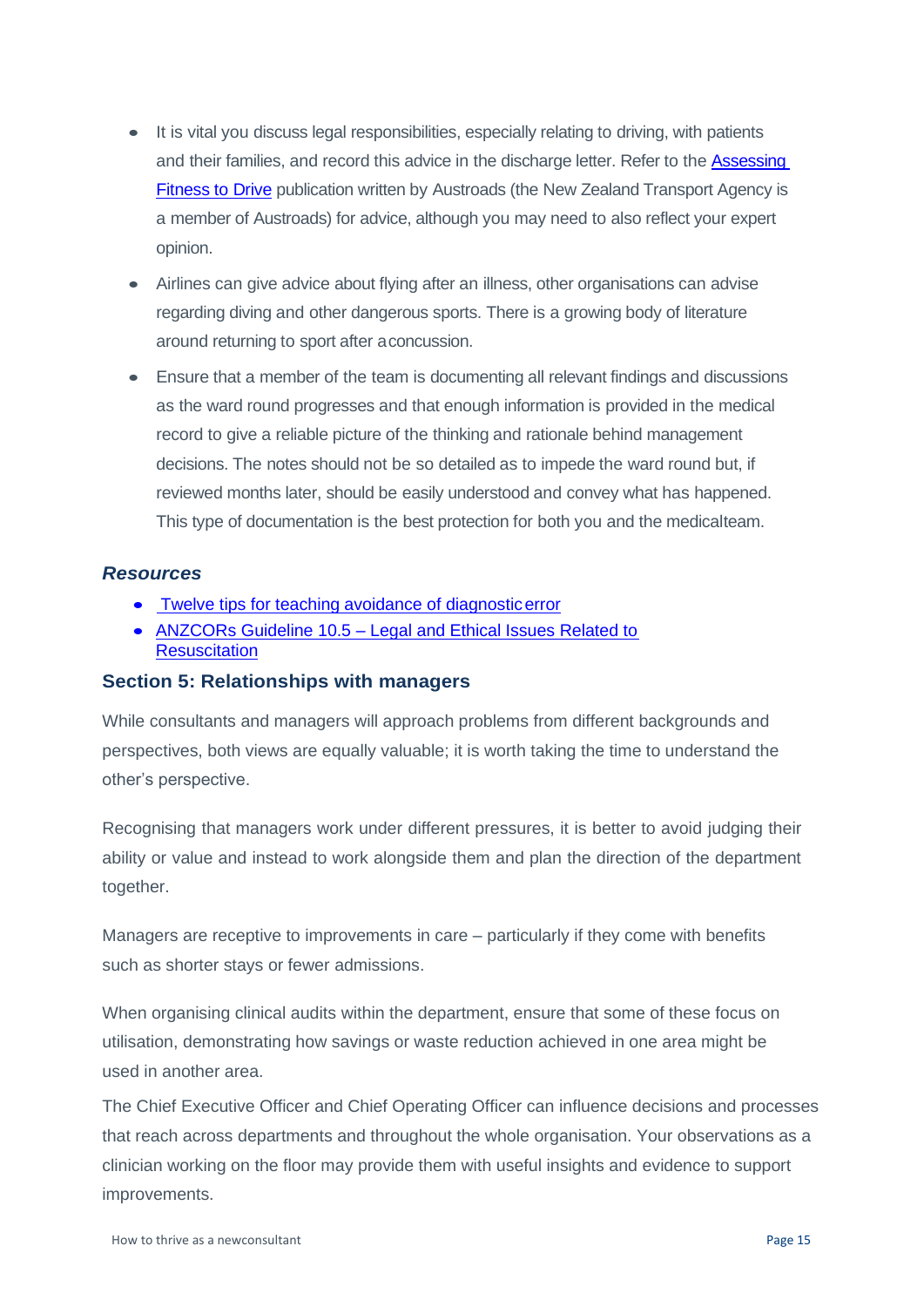- It is vital you discuss legal responsibilities, especially relating to driving, with patients and their families, and record this advice in the discharge letter. Refer to the [Assessing Fitness to Drive]() publication written by Austroads (the New Zealand Transport Agency is a member of Austroads) for advice, although you may need to also reflect your expert opinion.
- Airlines can give advice about flying after an illness, other organisations can advise regarding diving and other dangerous sports. There is a growing body of literature around returning to sport after a concussion.
- Ensure that a member of the team is documenting all relevant findings and discussions as the ward round progresses and that enough information is provided in the medical record to give a reliable picture of the thinking and rationale behind management decisions. The notes should not be so detailed as to impede the ward round but, if reviewed months later, should be easily understood and convey what has happened. This type of documentation is the best protection for both you and the medical team.

### *Resources*

- [Twelve tips for teaching avoidance of diagnostic error]()
- [ANZCORs Guideline 10.5 – Legal and Ethical Issues Related to Resuscitation]()

## Section 5: Relationships with managers

While consultants and managers will approach problems from different backgrounds and perspectives, both views are equally valuable; it is worth taking the time to understand the other's perspective.

Recognising that managers work under different pressures, it is better to avoid judging their ability or value and instead to work alongside them and plan the direction of the department together.

Managers are receptive to improvements in care – particularly if they come with benefits such as shorter stays or fewer admissions.

When organising clinical audits within the department, ensure that some of these focus on utilisation, demonstrating how savings or waste reduction achieved in one area might be used in another area.

The Chief Executive Officer and Chief Operating Officer can influence decisions and processes that reach across departments and throughout the whole organisation. Your observations as a clinician working on the floor may provide them with useful insights and evidence to support improvements.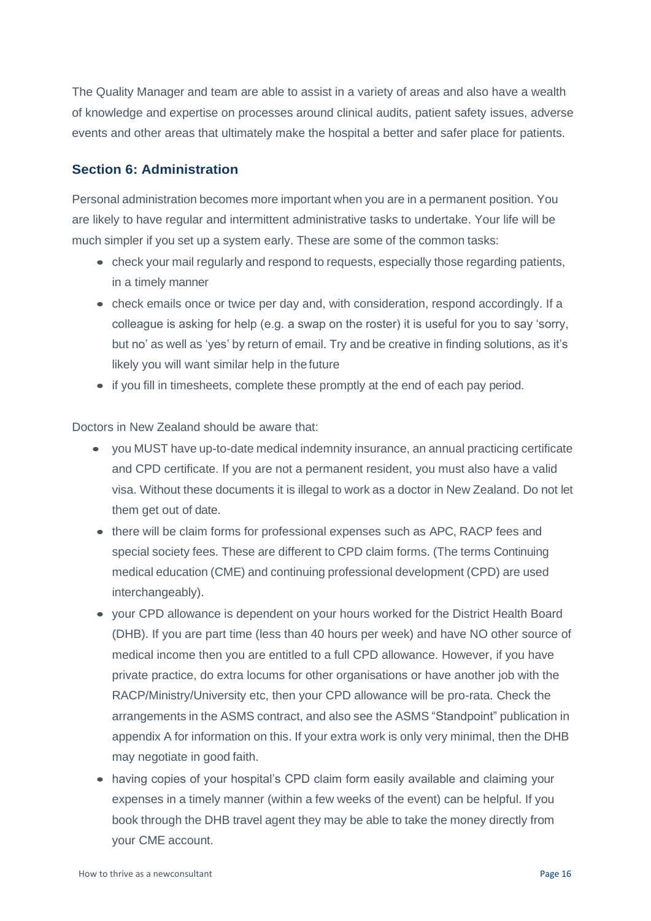The Quality Manager and team are able to assist in a variety of areas and also have a wealth of knowledge and expertise on processes around clinical audits, patient safety issues, adverse events and other areas that ultimately make the hospital a better and safer place for patients.

## Section 6: Administration

Personal administration becomes more important when you are in a permanent position. You are likely to have regular and intermittent administrative tasks to undertake. Your life will be much simpler if you set up a system early. These are some of the common tasks:

- check your mail regularly and respond to requests, especially those regarding patients, in a timely manner
- check emails once or twice per day and, with consideration, respond accordingly. If a colleague is asking for help (e.g. a swap on the roster) it is useful for you to say 'sorry, but no' as well as 'yes' by return of email. Try and be creative in finding solutions, as it's likely you will want similar help in the future
- if you fill in timesheets, complete these promptly at the end of each pay period.

Doctors in New Zealand should be aware that:

- you MUST have up-to-date medical indemnity insurance, an annual practicing certificate and CPD certificate. If you are not a permanent resident, you must also have a valid visa. Without these documents it is illegal to work as a doctor in New Zealand. Do not let them get out of date.
- there will be claim forms for professional expenses such as APC, RACP fees and special society fees. These are different to CPD claim forms. (The terms Continuing medical education (CME) and continuing professional development (CPD) are used interchangeably).
- your CPD allowance is dependent on your hours worked for the District Health Board (DHB). If you are part time (less than 40 hours per week) and have NO other source of medical income then you are entitled to a full CPD allowance. However, if you have private practice, do extra locums for other organisations or have another job with the RACP/Ministry/University etc, then your CPD allowance will be pro-rata. Check the arrangements in the ASMS contract, and also see the ASMS "Standpoint" publication in appendix A for information on this. If your extra work is only very minimal, then the DHB may negotiate in good faith.
- having copies of your hospital's CPD claim form easily available and claiming your expenses in a timely manner (within a few weeks of the event) can be helpful. If you book through the DHB travel agent they may be able to take the money directly from your CME account.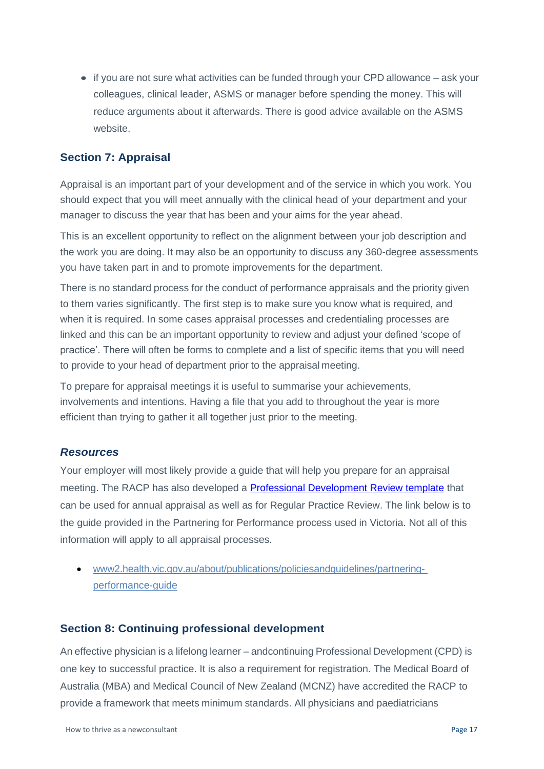- if you are not sure what activities can be funded through your CPD allowance – ask your colleagues, clinical leader, ASMS or manager before spending the money. This will reduce arguments about it afterwards. There is good advice available on the ASMS website.

## Section 7: Appraisal

Appraisal is an important part of your development and of the service in which you work. You should expect that you will meet annually with the clinical head of your department and your manager to discuss the year that has been and your aims for the year ahead.

This is an excellent opportunity to reflect on the alignment between your job description and the work you are doing. It may also be an opportunity to discuss any 360-degree assessments you have taken part in and to promote improvements for the department.

There is no standard process for the conduct of performance appraisals and the priority given to them varies significantly. The first step is to make sure you know what is required, and when it is required. In some cases appraisal processes and credentialing processes are linked and this can be an important opportunity to review and adjust your defined 'scope of practice'. There will often be forms to complete and a list of specific items that you will need to provide to your head of department prior to the appraisal meeting.

To prepare for appraisal meetings it is useful to summarise your achievements, involvements and intentions. Having a file that you add to throughout the year is more efficient than trying to gather it all together just prior to the meeting.

### *Resources*

Your employer will most likely provide a guide that will help you prepare for an appraisal meeting. The RACP has also developed a Professional Development Review template that can be used for annual appraisal as well as for Regular Practice Review. The link below is to the guide provided in the Partnering for Performance process used in Victoria. Not all of this information will apply to all appraisal processes.

- www2.health.vic.gov.au/about/publications/policiesandguidelines/partnering-performance-guide

## Section 8: Continuing professional development

An effective physician is a lifelong learner – andcontinuing Professional Development (CPD) is one key to successful practice. It is also a requirement for registration. The Medical Board of Australia (MBA) and Medical Council of New Zealand (MCNZ) have accredited the RACP to provide a framework that meets minimum standards. All physicians and paediatricians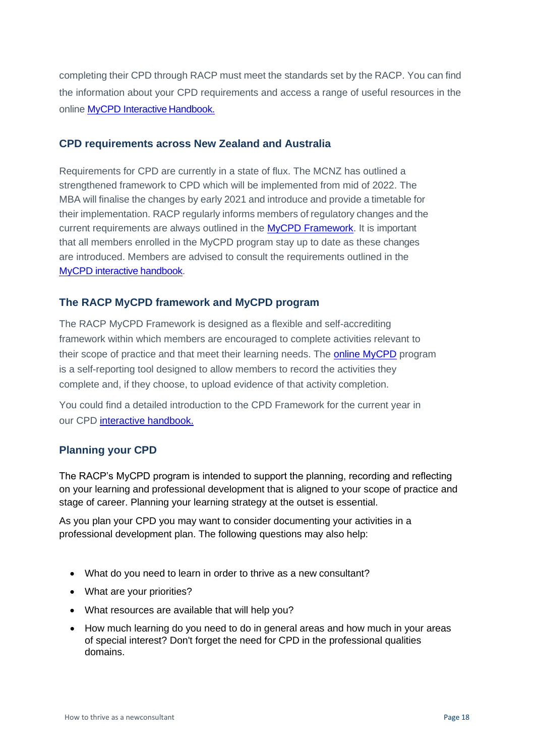completing their CPD through RACP must meet the standards set by the RACP. You can find the information about your CPD requirements and access a range of useful resources in the online MyCPD Interactive Handbook.

### CPD requirements across New Zealand and Australia

Requirements for CPD are currently in a state of flux. The MCNZ has outlined a strengthened framework to CPD which will be implemented from mid of 2022. The MBA will finalise the changes by early 2021 and introduce and provide a timetable for their implementation. RACP regularly informs members of regulatory changes and the current requirements are always outlined in the MyCPD Framework. It is important that all members enrolled in the MyCPD program stay up to date as these changes are introduced. Members are advised to consult the requirements outlined in the MyCPD interactive handbook.

### The RACP MyCPD framework and MyCPD program

The RACP MyCPD Framework is designed as a flexible and self-accrediting framework within which members are encouraged to complete activities relevant to their scope of practice and that meet their learning needs. The online MyCPD program is a self-reporting tool designed to allow members to record the activities they complete and, if they choose, to upload evidence of that activity completion.

You could find a detailed introduction to the CPD Framework for the current year in our CPD interactive handbook.

### Planning your CPD

The RACP's MyCPD program is intended to support the planning, recording and reflecting on your learning and professional development that is aligned to your scope of practice and stage of career. Planning your learning strategy at the outset is essential.

As you plan your CPD you may want to consider documenting your activities in a professional development plan. The following questions may also help:

- What do you need to learn in order to thrive as a new consultant?
- What are your priorities?
- What resources are available that will help you?
- How much learning do you need to do in general areas and how much in your areas of special interest? Don't forget the need for CPD in the professional qualities domains.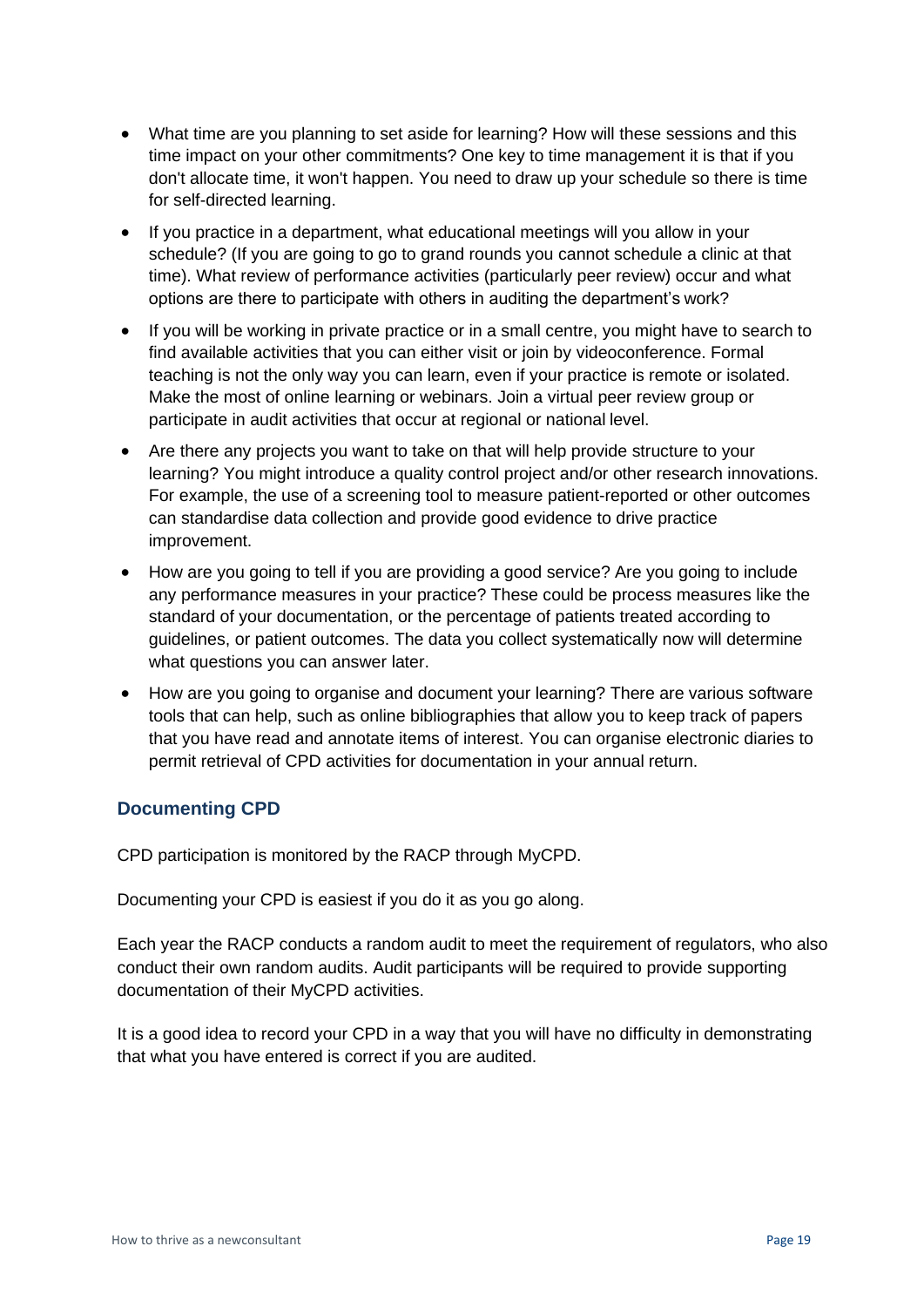- What time are you planning to set aside for learning? How will these sessions and this time impact on your other commitments? One key to time management it is that if you don't allocate time, it won't happen. You need to draw up your schedule so there is time for self-directed learning.
- If you practice in a department, what educational meetings will you allow in your schedule? (If you are going to go to grand rounds you cannot schedule a clinic at that time). What review of performance activities (particularly peer review) occur and what options are there to participate with others in auditing the department's work?
- If you will be working in private practice or in a small centre, you might have to search to find available activities that you can either visit or join by videoconference. Formal teaching is not the only way you can learn, even if your practice is remote or isolated. Make the most of online learning or webinars. Join a virtual peer review group or participate in audit activities that occur at regional or national level.
- Are there any projects you want to take on that will help provide structure to your learning? You might introduce a quality control project and/or other research innovations. For example, the use of a screening tool to measure patient-reported or other outcomes can standardise data collection and provide good evidence to drive practice improvement.
- How are you going to tell if you are providing a good service? Are you going to include any performance measures in your practice? These could be process measures like the standard of your documentation, or the percentage of patients treated according to guidelines, or patient outcomes. The data you collect systematically now will determine what questions you can answer later.
- How are you going to organise and document your learning? There are various software tools that can help, such as online bibliographies that allow you to keep track of papers that you have read and annotate items of interest. You can organise electronic diaries to permit retrieval of CPD activities for documentation in your annual return.

### Documenting CPD

CPD participation is monitored by the RACP through MyCPD.

Documenting your CPD is easiest if you do it as you go along.

Each year the RACP conducts a random audit to meet the requirement of regulators, who also conduct their own random audits. Audit participants will be required to provide supporting documentation of their MyCPD activities.

It is a good idea to record your CPD in a way that you will have no difficulty in demonstrating that what you have entered is correct if you are audited.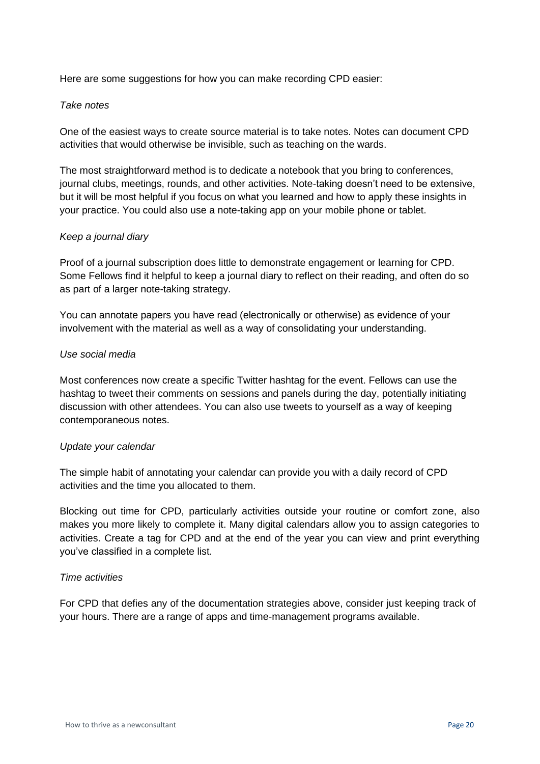Here are some suggestions for how you can make recording CPD easier:

*Take notes*

One of the easiest ways to create source material is to take notes. Notes can document CPD activities that would otherwise be invisible, such as teaching on the wards.

The most straightforward method is to dedicate a notebook that you bring to conferences, journal clubs, meetings, rounds, and other activities. Note-taking doesn't need to be extensive, but it will be most helpful if you focus on what you learned and how to apply these insights in your practice. You could also use a note-taking app on your mobile phone or tablet.

*Keep a journal diary*

Proof of a journal subscription does little to demonstrate engagement or learning for CPD. Some Fellows find it helpful to keep a journal diary to reflect on their reading, and often do so as part of a larger note-taking strategy.

You can annotate papers you have read (electronically or otherwise) as evidence of your involvement with the material as well as a way of consolidating your understanding.

*Use social media*

Most conferences now create a specific Twitter hashtag for the event. Fellows can use the hashtag to tweet their comments on sessions and panels during the day, potentially initiating discussion with other attendees. You can also use tweets to yourself as a way of keeping contemporaneous notes.

*Update your calendar*

The simple habit of annotating your calendar can provide you with a daily record of CPD activities and the time you allocated to them.

Blocking out time for CPD, particularly activities outside your routine or comfort zone, also makes you more likely to complete it. Many digital calendars allow you to assign categories to activities. Create a tag for CPD and at the end of the year you can view and print everything you've classified in a complete list.

*Time activities*

For CPD that defies any of the documentation strategies above, consider just keeping track of your hours. There are a range of apps and time-management programs available.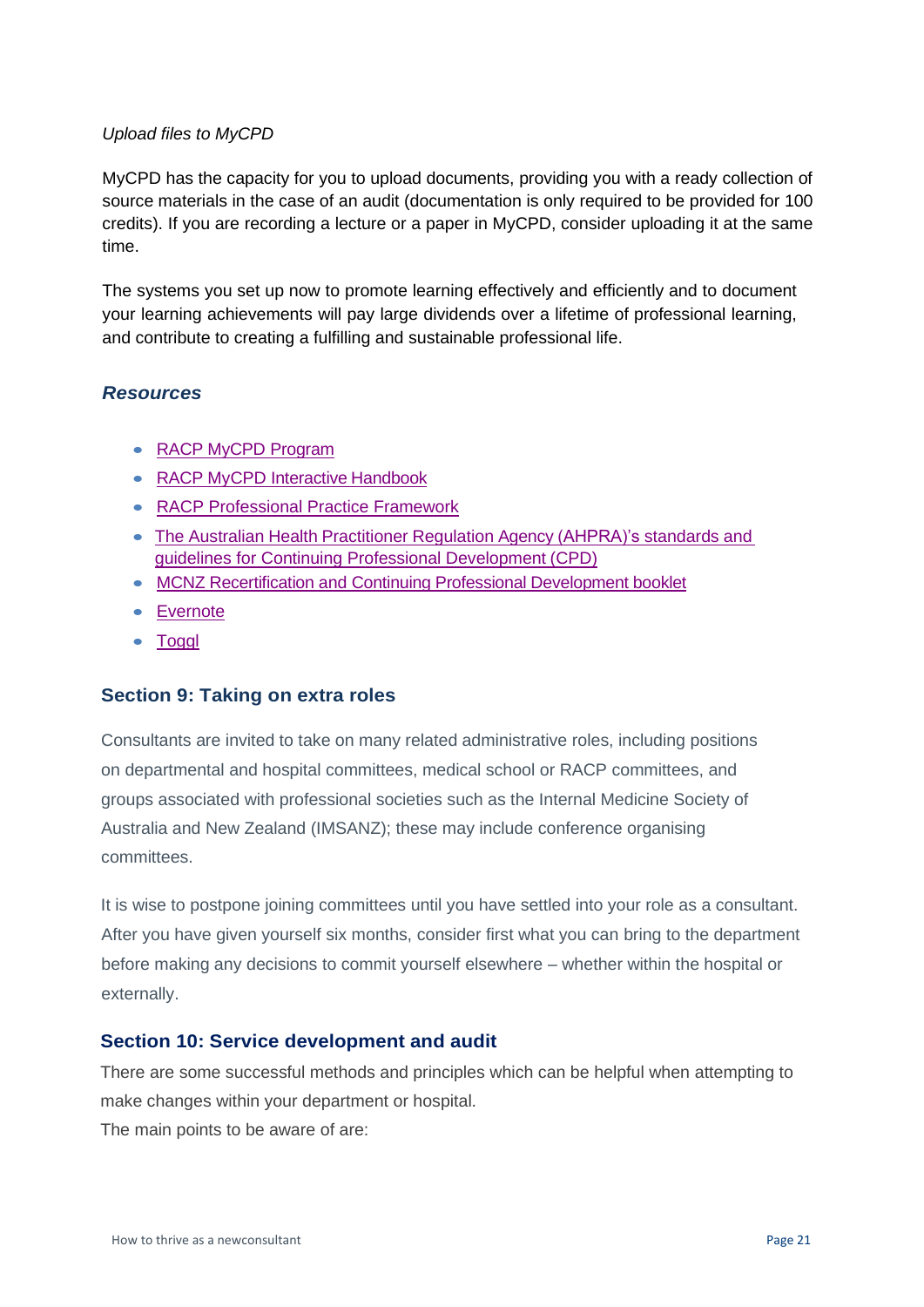*Upload files to MyCPD*

MyCPD has the capacity for you to upload documents, providing you with a ready collection of source materials in the case of an audit (documentation is only required to be provided for 100 credits). If you are recording a lecture or a paper in MyCPD, consider uploading it at the same time.

The systems you set up now to promote learning effectively and efficiently and to document your learning achievements will pay large dividends over a lifetime of professional learning, and contribute to creating a fulfilling and sustainable professional life.

### *Resources*

- RACP MyCPD Program
- RACP MyCPD Interactive Handbook
- RACP Professional Practice Framework
- The Australian Health Practitioner Regulation Agency (AHPRA)'s standards and guidelines for Continuing Professional Development (CPD)
- MCNZ Recertification and Continuing Professional Development booklet
- Evernote
- Toggl

## Section 9: Taking on extra roles

Consultants are invited to take on many related administrative roles, including positions on departmental and hospital committees, medical school or RACP committees, and groups associated with professional societies such as the Internal Medicine Society of Australia and New Zealand (IMSANZ); these may include conference organising committees.

It is wise to postpone joining committees until you have settled into your role as a consultant. After you have given yourself six months, consider first what you can bring to the department before making any decisions to commit yourself elsewhere – whether within the hospital or externally.

## Section 10: Service development and audit

There are some successful methods and principles which can be helpful when attempting to make changes within your department or hospital.

The main points to be aware of are: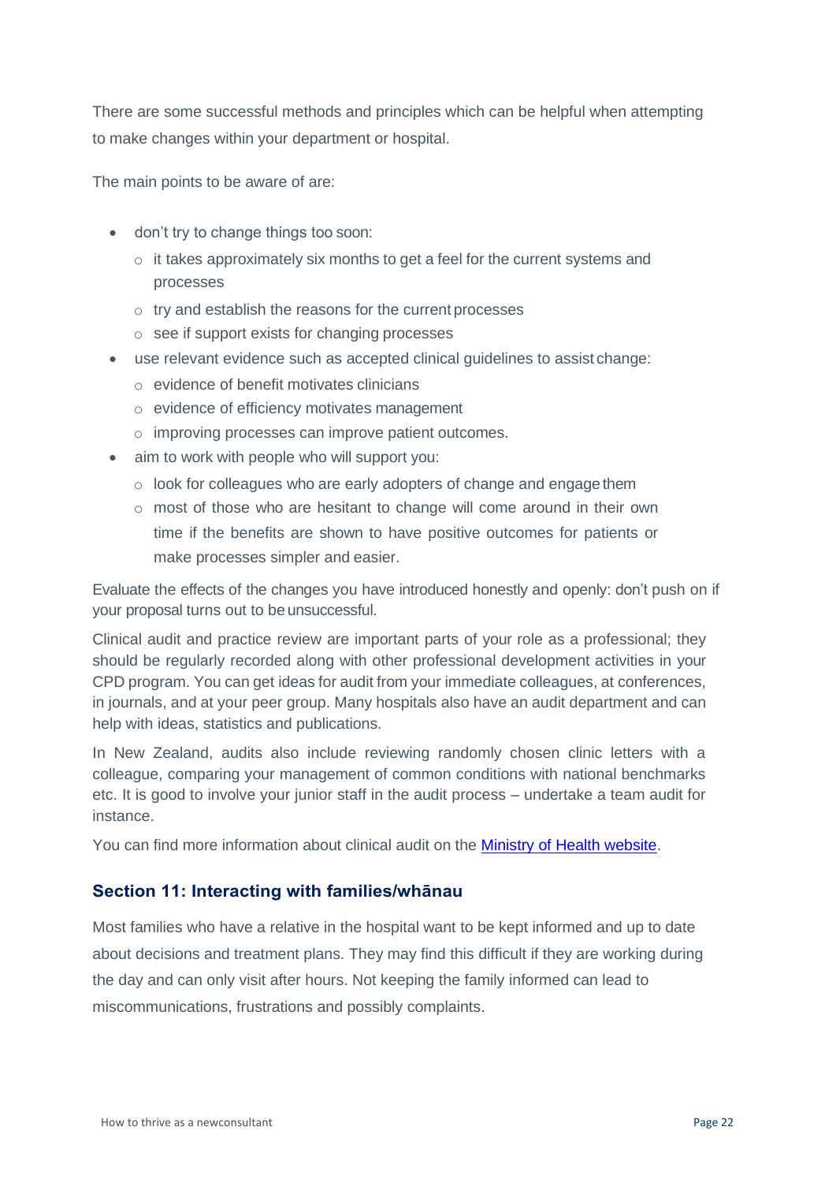There are some successful methods and principles which can be helpful when attempting to make changes within your department or hospital.

The main points to be aware of are:

- don't try to change things too soon:
  - it takes approximately six months to get a feel for the current systems and processes
  - try and establish the reasons for the current processes
  - see if support exists for changing processes
- use relevant evidence such as accepted clinical guidelines to assist change:
  - evidence of benefit motivates clinicians
  - evidence of efficiency motivates management
  - improving processes can improve patient outcomes.
- aim to work with people who will support you:
  - look for colleagues who are early adopters of change and engage them
  - most of those who are hesitant to change will come around in their own time if the benefits are shown to have positive outcomes for patients or make processes simpler and easier.

Evaluate the effects of the changes you have introduced honestly and openly: don't push on if your proposal turns out to be unsuccessful.

Clinical audit and practice review are important parts of your role as a professional; they should be regularly recorded along with other professional development activities in your CPD program. You can get ideas for audit from your immediate colleagues, at conferences, in journals, and at your peer group. Many hospitals also have an audit department and can help with ideas, statistics and publications.

In New Zealand, audits also include reviewing randomly chosen clinic letters with a colleague, comparing your management of common conditions with national benchmarks etc. It is good to involve your junior staff in the audit process – undertake a team audit for instance.

You can find more information about clinical audit on the [Ministry of Health website](#).

## Section 11: Interacting with families/whānau

Most families who have a relative in the hospital want to be kept informed and up to date about decisions and treatment plans. They may find this difficult if they are working during the day and can only visit after hours. Not keeping the family informed can lead to miscommunications, frustrations and possibly complaints.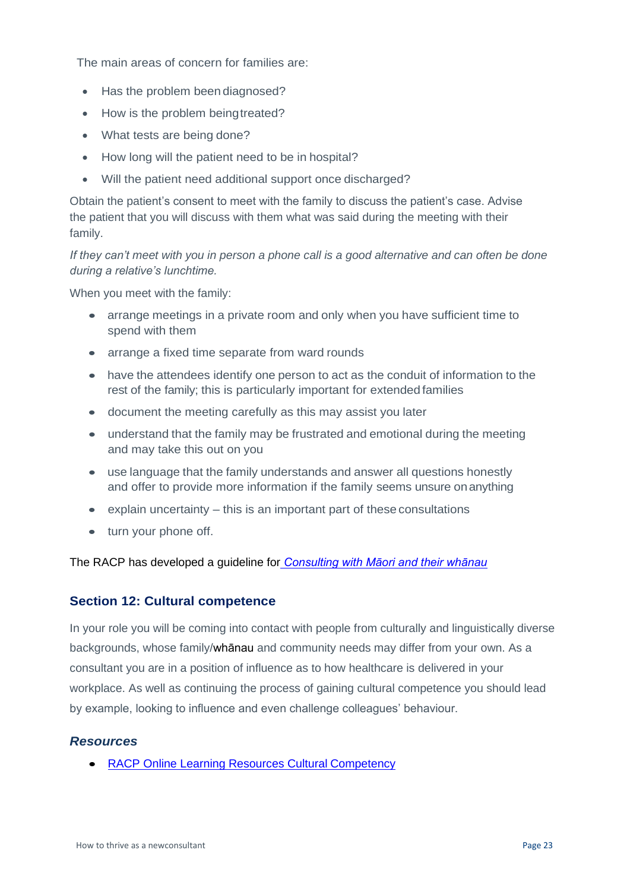The main areas of concern for families are:

- Has the problem been diagnosed?
- How is the problem being treated?
- What tests are being done?
- How long will the patient need to be in hospital?
- Will the patient need additional support once discharged?

Obtain the patient's consent to meet with the family to discuss the patient's case. Advise the patient that you will discuss with them what was said during the meeting with their family.

*If they can't meet with you in person a phone call is a good alternative and can often be done during a relative's lunchtime.*

When you meet with the family:

- arrange meetings in a private room and only when you have sufficient time to spend with them
- arrange a fixed time separate from ward rounds
- have the attendees identify one person to act as the conduit of information to the rest of the family; this is particularly important for extended families
- document the meeting carefully as this may assist you later
- understand that the family may be frustrated and emotional during the meeting and may take this out on you
- use language that the family understands and answer all questions honestly and offer to provide more information if the family seems unsure on anything
- explain uncertainty – this is an important part of these consultations
- turn your phone off.

The RACP has developed a guideline for *Consulting with Māori and their whānau*

## Section 12: Cultural competence

In your role you will be coming into contact with people from culturally and linguistically diverse backgrounds, whose family/whānau and community needs may differ from your own. As a consultant you are in a position of influence as to how healthcare is delivered in your workplace. As well as continuing the process of gaining cultural competence you should lead by example, looking to influence and even challenge colleagues' behaviour.

### *Resources*

- RACP Online Learning Resources Cultural Competency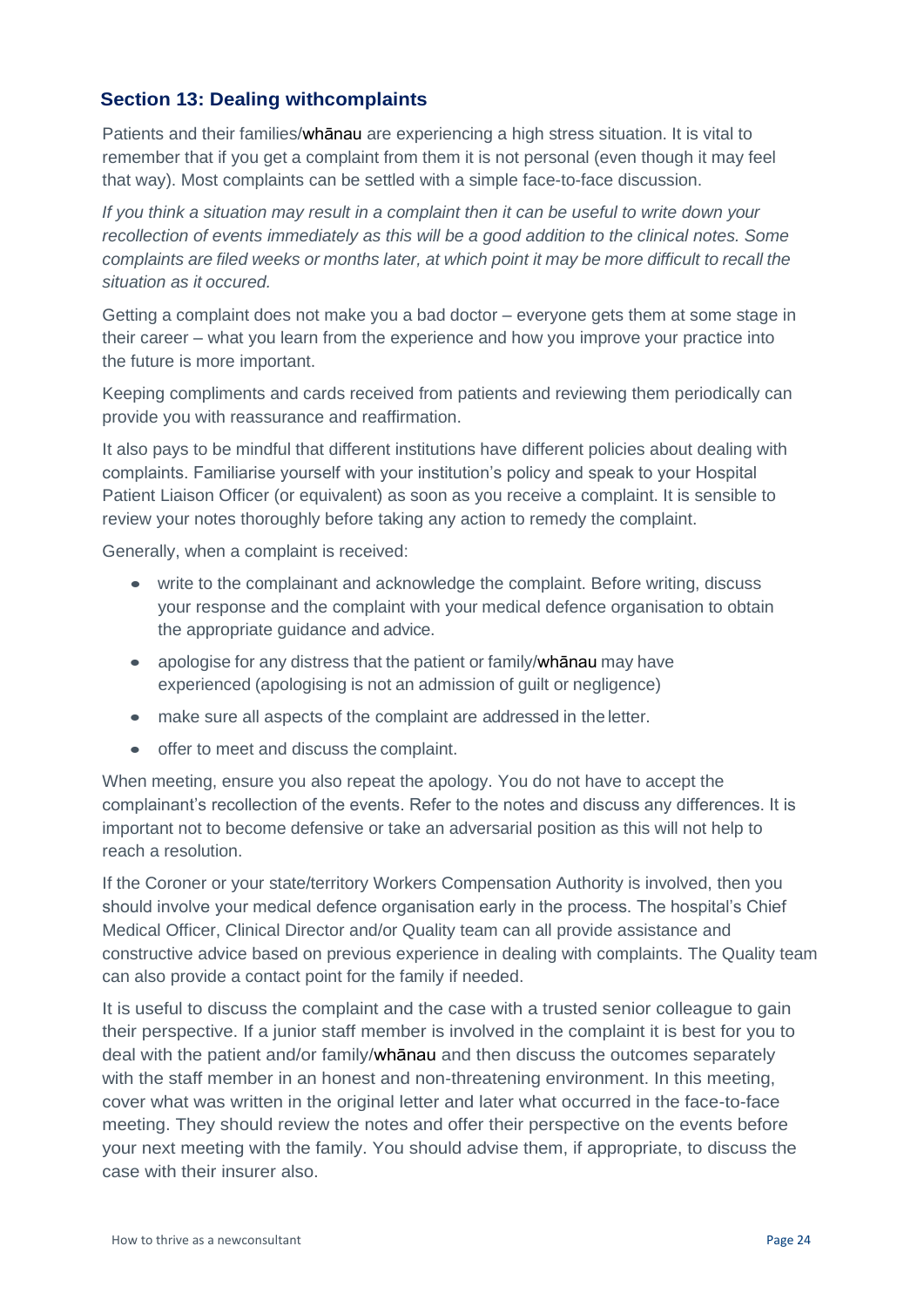## Section 13: Dealing withcomplaints

Patients and their families/whānau are experiencing a high stress situation. It is vital to remember that if you get a complaint from them it is not personal (even though it may feel that way). Most complaints can be settled with a simple face-to-face discussion.

*If you think a situation may result in a complaint then it can be useful to write down your recollection of events immediately as this will be a good addition to the clinical notes. Some complaints are filed weeks or months later, at which point it may be more difficult to recall the situation as it occured.*

Getting a complaint does not make you a bad doctor – everyone gets them at some stage in their career – what you learn from the experience and how you improve your practice into the future is more important.

Keeping compliments and cards received from patients and reviewing them periodically can provide you with reassurance and reaffirmation.

It also pays to be mindful that different institutions have different policies about dealing with complaints. Familiarise yourself with your institution's policy and speak to your Hospital Patient Liaison Officer (or equivalent) as soon as you receive a complaint. It is sensible to review your notes thoroughly before taking any action to remedy the complaint.

Generally, when a complaint is received:

- write to the complainant and acknowledge the complaint. Before writing, discuss your response and the complaint with your medical defence organisation to obtain the appropriate guidance and advice.
- apologise for any distress that the patient or family/whānau may have experienced (apologising is not an admission of guilt or negligence)
- make sure all aspects of the complaint are addressed in the letter.
- offer to meet and discuss the complaint.

When meeting, ensure you also repeat the apology. You do not have to accept the complainant's recollection of the events. Refer to the notes and discuss any differences. It is important not to become defensive or take an adversarial position as this will not help to reach a resolution.

If the Coroner or your state/territory Workers Compensation Authority is involved, then you should involve your medical defence organisation early in the process. The hospital's Chief Medical Officer, Clinical Director and/or Quality team can all provide assistance and constructive advice based on previous experience in dealing with complaints. The Quality team can also provide a contact point for the family if needed.

It is useful to discuss the complaint and the case with a trusted senior colleague to gain their perspective. If a junior staff member is involved in the complaint it is best for you to deal with the patient and/or family/whānau and then discuss the outcomes separately with the staff member in an honest and non-threatening environment. In this meeting, cover what was written in the original letter and later what occurred in the face-to-face meeting. They should review the notes and offer their perspective on the events before your next meeting with the family. You should advise them, if appropriate, to discuss the case with their insurer also.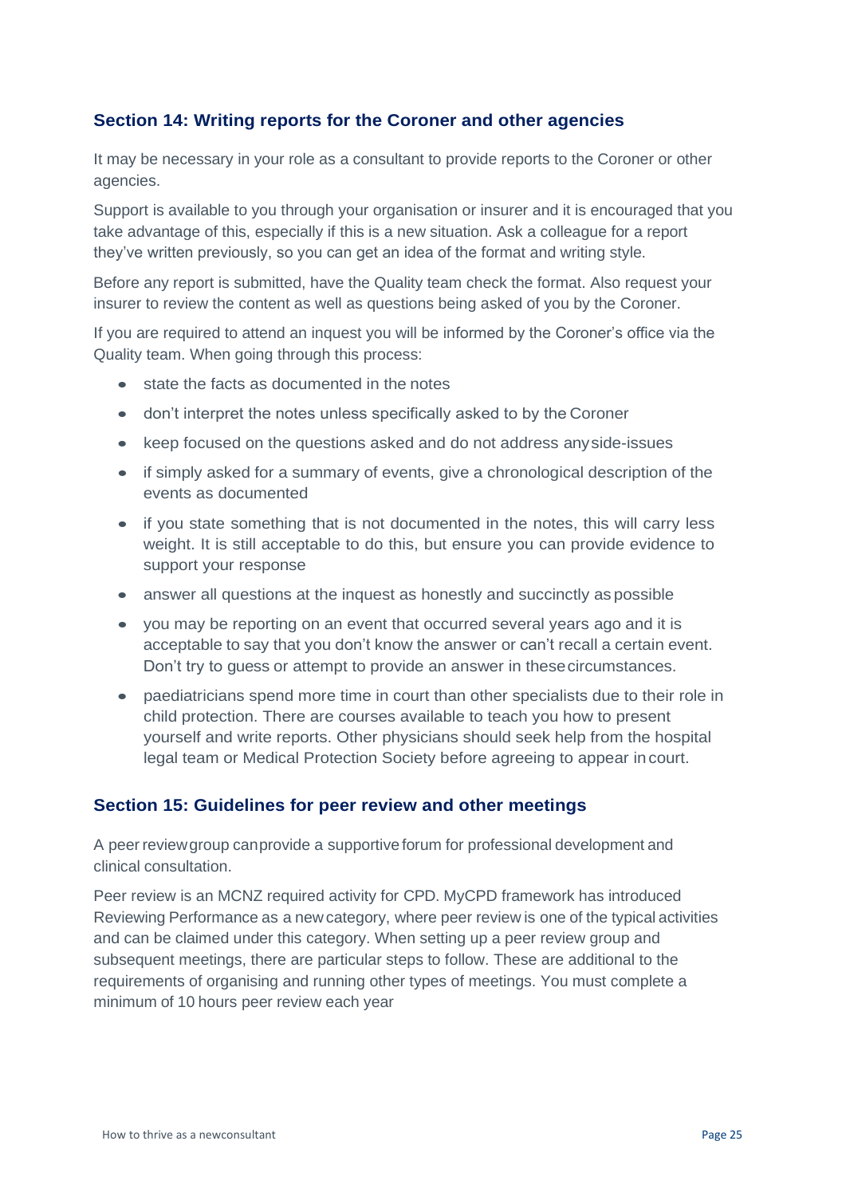## Section 14: Writing reports for the Coroner and other agencies

It may be necessary in your role as a consultant to provide reports to the Coroner or other agencies.

Support is available to you through your organisation or insurer and it is encouraged that you take advantage of this, especially if this is a new situation. Ask a colleague for a report they've written previously, so you can get an idea of the format and writing style.

Before any report is submitted, have the Quality team check the format. Also request your insurer to review the content as well as questions being asked of you by the Coroner.

If you are required to attend an inquest you will be informed by the Coroner's office via the Quality team. When going through this process:

- state the facts as documented in the notes
- don't interpret the notes unless specifically asked to by the Coroner
- keep focused on the questions asked and do not address any side-issues
- if simply asked for a summary of events, give a chronological description of the events as documented
- if you state something that is not documented in the notes, this will carry less weight. It is still acceptable to do this, but ensure you can provide evidence to support your response
- answer all questions at the inquest as honestly and succinctly as possible
- you may be reporting on an event that occurred several years ago and it is acceptable to say that you don't know the answer or can't recall a certain event. Don't try to guess or attempt to provide an answer in these circumstances.
- paediatricians spend more time in court than other specialists due to their role in child protection. There are courses available to teach you how to present yourself and write reports. Other physicians should seek help from the hospital legal team or Medical Protection Society before agreeing to appear in court.

## Section 15: Guidelines for peer review and other meetings

A peer review group can provide a supportive forum for professional development and clinical consultation.

Peer review is an MCNZ required activity for CPD. MyCPD framework has introduced Reviewing Performance as a new category, where peer review is one of the typical activities and can be claimed under this category. When setting up a peer review group and subsequent meetings, there are particular steps to follow. These are additional to the requirements of organising and running other types of meetings. You must complete a minimum of 10 hours peer review each year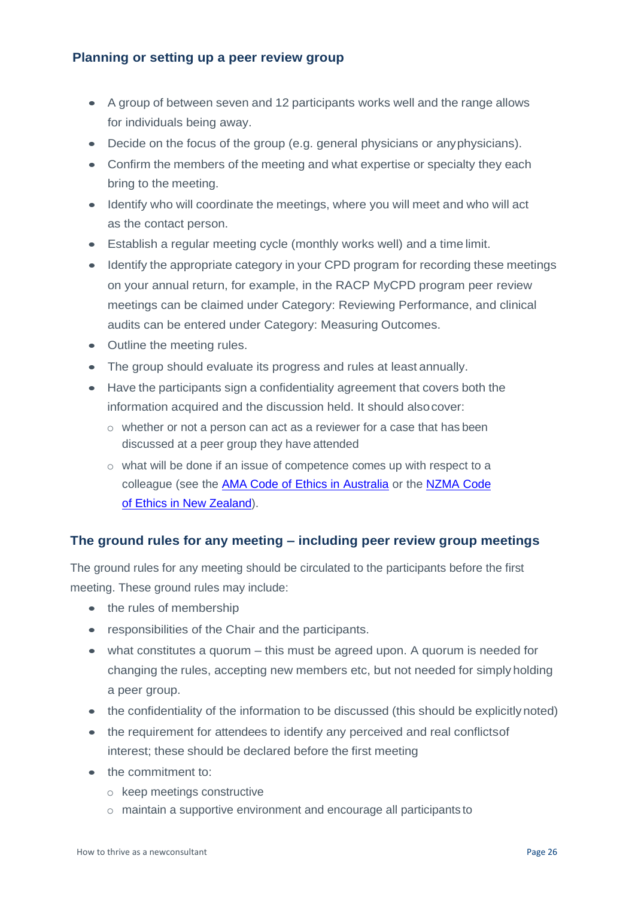## Planning or setting up a peer review group

- A group of between seven and 12 participants works well and the range allows for individuals being away.
- Decide on the focus of the group (e.g. general physicians or any physicians).
- Confirm the members of the meeting and what expertise or specialty they each bring to the meeting.
- Identify who will coordinate the meetings, where you will meet and who will act as the contact person.
- Establish a regular meeting cycle (monthly works well) and a time limit.
- Identify the appropriate category in your CPD program for recording these meetings on your annual return, for example, in the RACP MyCPD program peer review meetings can be claimed under Category: Reviewing Performance, and clinical audits can be entered under Category: Measuring Outcomes.
- Outline the meeting rules.
- The group should evaluate its progress and rules at least annually.
- Have the participants sign a confidentiality agreement that covers both the information acquired and the discussion held. It should also cover:
  - whether or not a person can act as a reviewer for a case that has been discussed at a peer group they have attended
  - what will be done if an issue of competence comes up with respect to a colleague (see the AMA Code of Ethics in Australia or the NZMA Code of Ethics in New Zealand).

## The ground rules for any meeting – including peer review group meetings

The ground rules for any meeting should be circulated to the participants before the first meeting. These ground rules may include:

- the rules of membership
- responsibilities of the Chair and the participants.
- what constitutes a quorum – this must be agreed upon. A quorum is needed for changing the rules, accepting new members etc, but not needed for simply holding a peer group.
- the confidentiality of the information to be discussed (this should be explicitly noted)
- the requirement for attendees to identify any perceived and real conflicts of interest; these should be declared before the first meeting
- the commitment to:
  - keep meetings constructive
  - maintain a supportive environment and encourage all participants to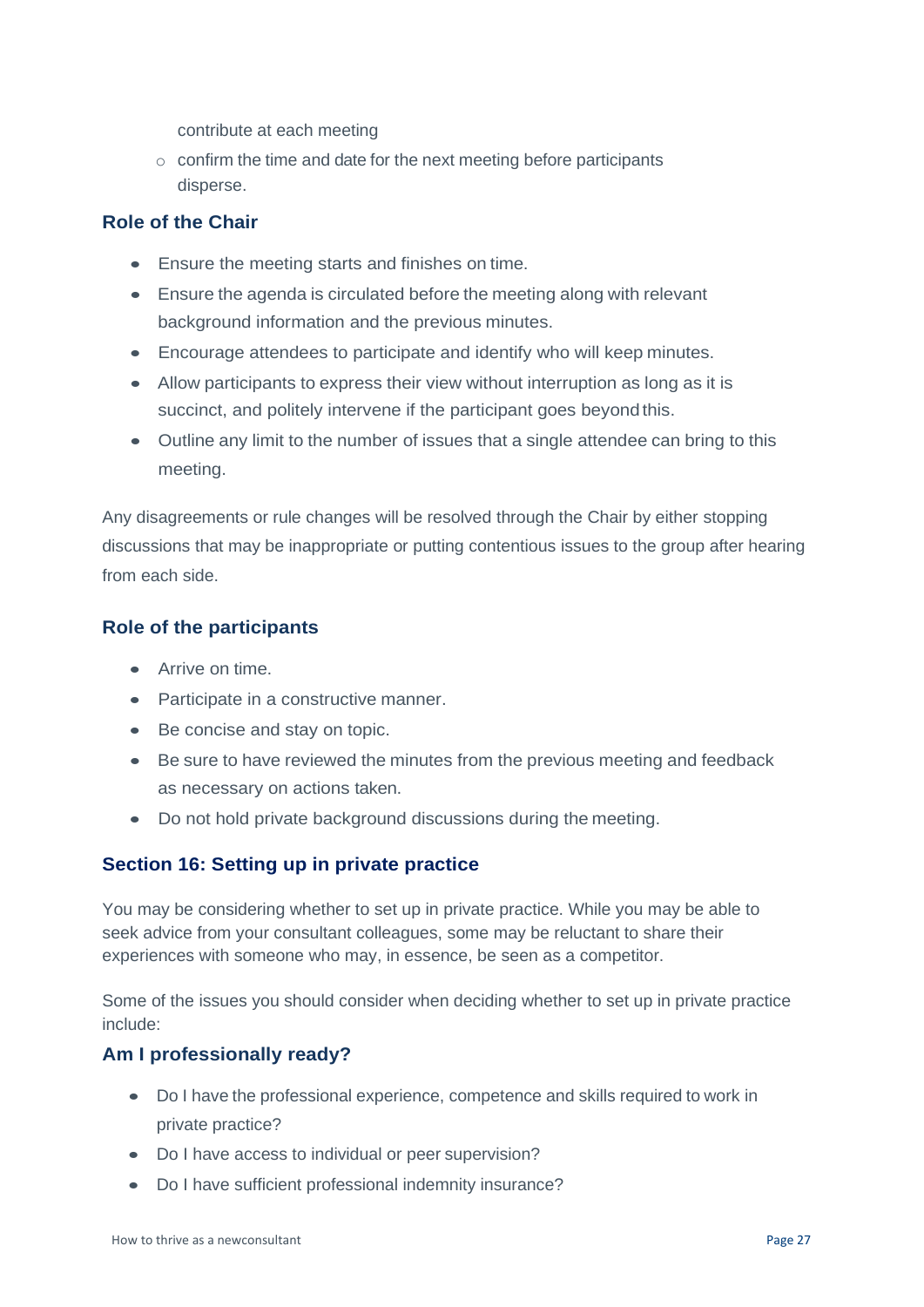contribute at each meeting
  - confirm the time and date for the next meeting before participants disperse.

### Role of the Chair

- Ensure the meeting starts and finishes on time.
- Ensure the agenda is circulated before the meeting along with relevant background information and the previous minutes.
- Encourage attendees to participate and identify who will keep minutes.
- Allow participants to express their view without interruption as long as it is succinct, and politely intervene if the participant goes beyond this.
- Outline any limit to the number of issues that a single attendee can bring to this meeting.

Any disagreements or rule changes will be resolved through the Chair by either stopping discussions that may be inappropriate or putting contentious issues to the group after hearing from each side.

### Role of the participants

- Arrive on time.
- Participate in a constructive manner.
- Be concise and stay on topic.
- Be sure to have reviewed the minutes from the previous meeting and feedback as necessary on actions taken.
- Do not hold private background discussions during the meeting.

## Section 16: Setting up in private practice

You may be considering whether to set up in private practice. While you may be able to seek advice from your consultant colleagues, some may be reluctant to share their experiences with someone who may, in essence, be seen as a competitor.

Some of the issues you should consider when deciding whether to set up in private practice include:

### Am I professionally ready?

- Do I have the professional experience, competence and skills required to work in private practice?
- Do I have access to individual or peer supervision?
- Do I have sufficient professional indemnity insurance?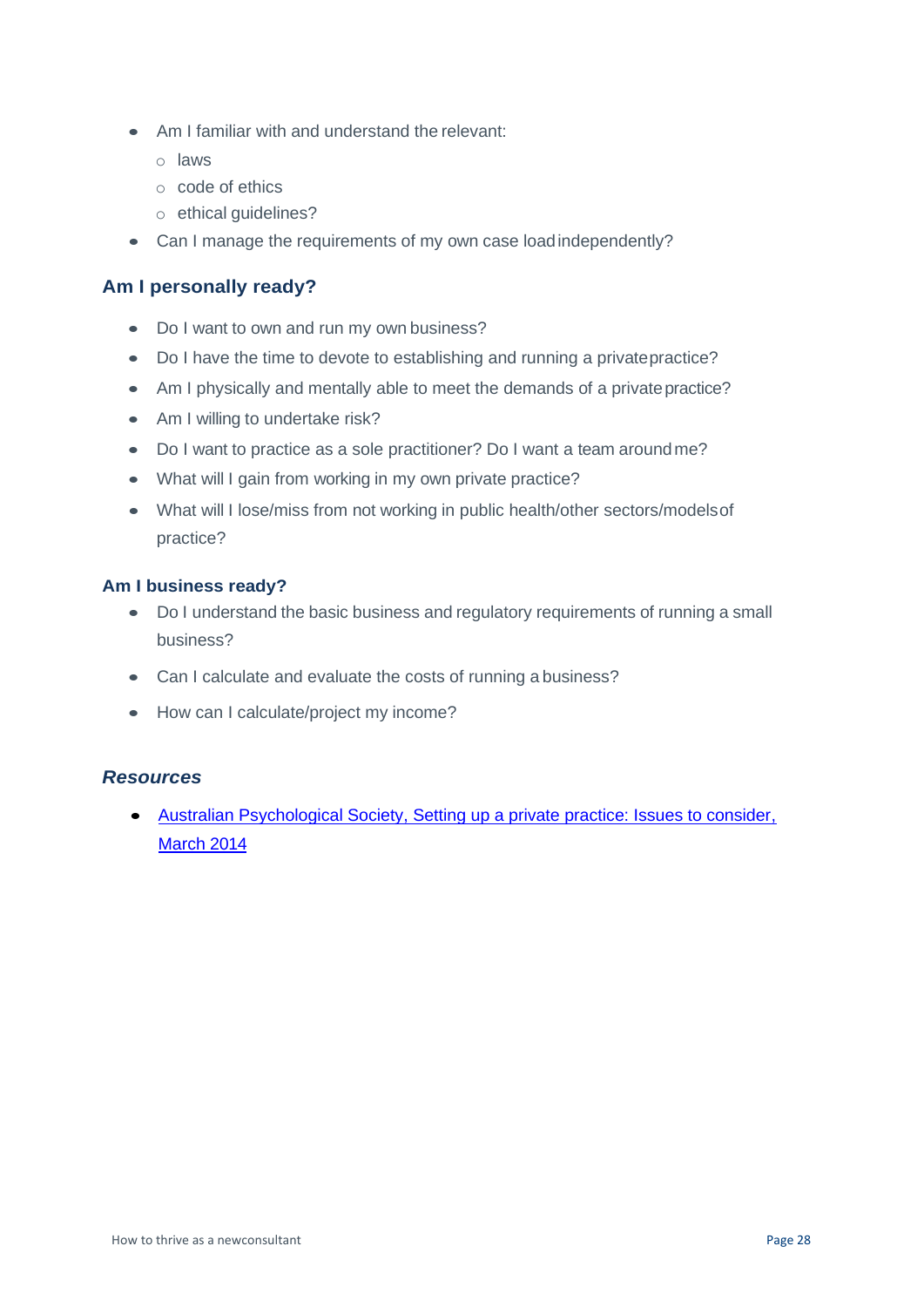- Am I familiar with and understand the relevant:
  - laws
  - code of ethics
  - ethical guidelines?
- Can I manage the requirements of my own case load independently?

### Am I personally ready?

- Do I want to own and run my own business?
- Do I have the time to devote to establishing and running a private practice?
- Am I physically and mentally able to meet the demands of a private practice?
- Am I willing to undertake risk?
- Do I want to practice as a sole practitioner? Do I want a team around me?
- What will I gain from working in my own private practice?
- What will I lose/miss from not working in public health/other sectors/models of practice?

#### Am I business ready?

- Do I understand the basic business and regulatory requirements of running a small business?
- Can I calculate and evaluate the costs of running a business?
- How can I calculate/project my income?

### *Resources*

- Australian Psychological Society, Setting up a private practice: Issues to consider, March 2014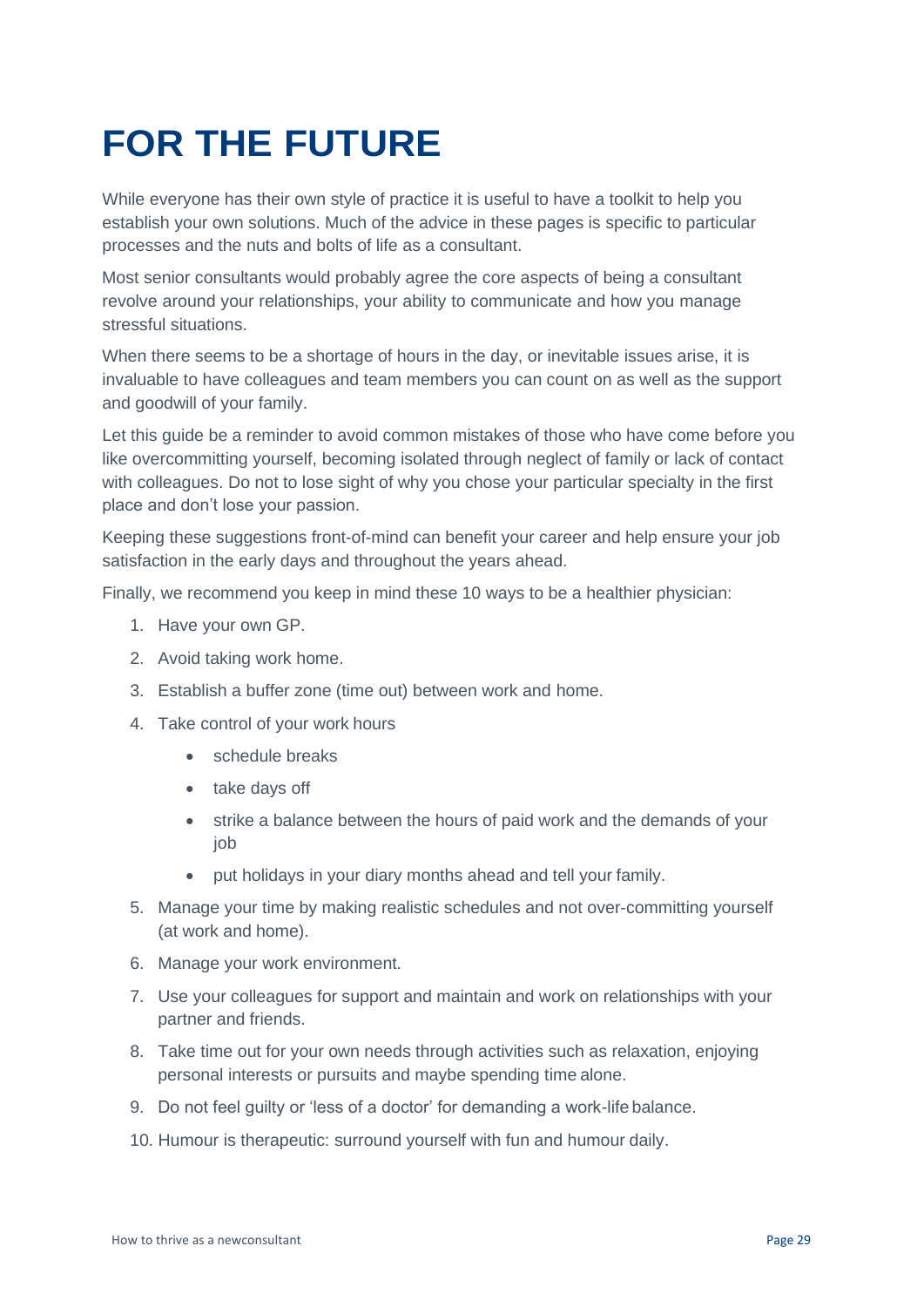# FOR THE FUTURE

While everyone has their own style of practice it is useful to have a toolkit to help you establish your own solutions. Much of the advice in these pages is specific to particular processes and the nuts and bolts of life as a consultant.

Most senior consultants would probably agree the core aspects of being a consultant revolve around your relationships, your ability to communicate and how you manage stressful situations.

When there seems to be a shortage of hours in the day, or inevitable issues arise, it is invaluable to have colleagues and team members you can count on as well as the support and goodwill of your family.

Let this guide be a reminder to avoid common mistakes of those who have come before you like overcommitting yourself, becoming isolated through neglect of family or lack of contact with colleagues. Do not to lose sight of why you chose your particular specialty in the first place and don't lose your passion.

Keeping these suggestions front-of-mind can benefit your career and help ensure your job satisfaction in the early days and throughout the years ahead.

Finally, we recommend you keep in mind these 10 ways to be a healthier physician:

1. Have your own GP.
2. Avoid taking work home.
3. Establish a buffer zone (time out) between work and home.
4. Take control of your work hours
   - schedule breaks
   - take days off
   - strike a balance between the hours of paid work and the demands of your job
   - put holidays in your diary months ahead and tell your family.
5. Manage your time by making realistic schedules and not over-committing yourself (at work and home).
6. Manage your work environment.
7. Use your colleagues for support and maintain and work on relationships with your partner and friends.
8. Take time out for your own needs through activities such as relaxation, enjoying personal interests or pursuits and maybe spending time alone.
9. Do not feel guilty or 'less of a doctor' for demanding a work-life balance.
10. Humour is therapeutic: surround yourself with fun and humour daily.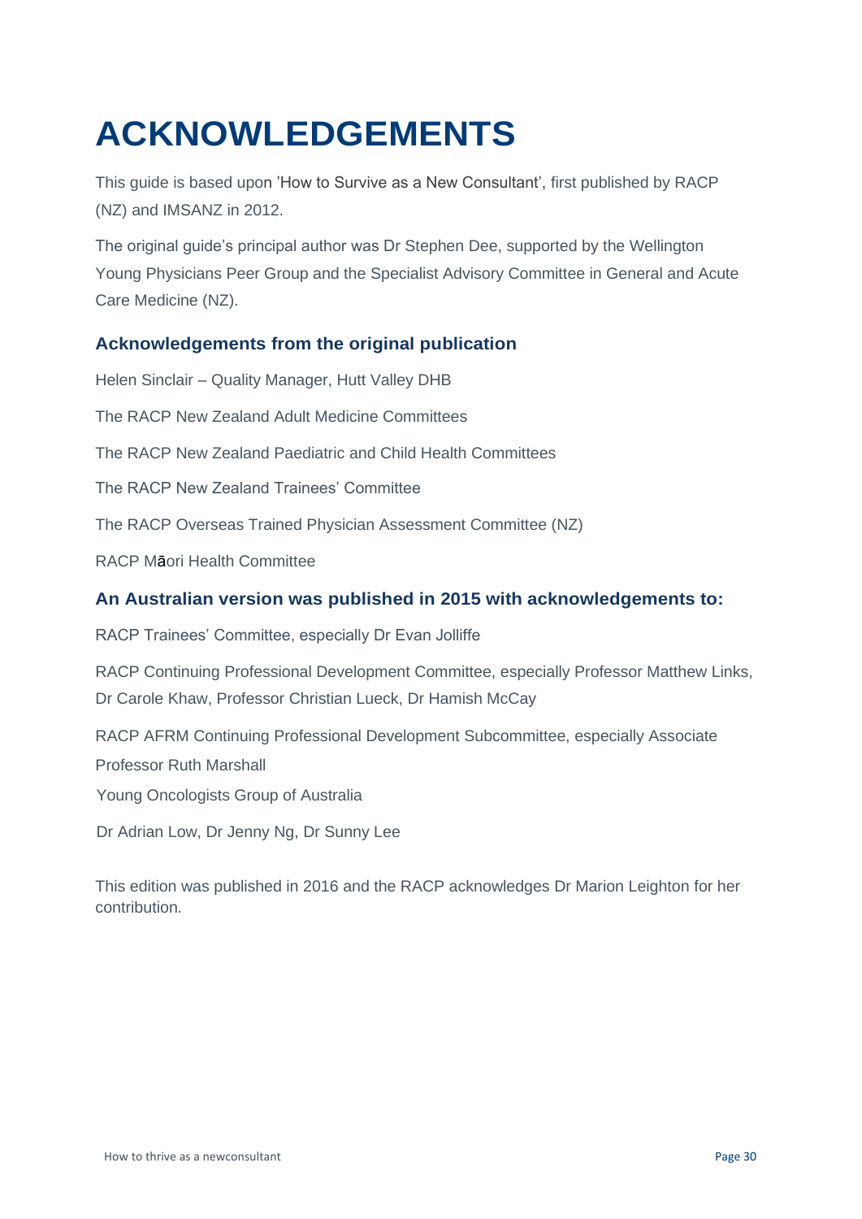# ACKNOWLEDGEMENTS

This guide is based upon 'How to Survive as a New Consultant', first published by RACP (NZ) and IMSANZ in 2012.

The original guide's principal author was Dr Stephen Dee, supported by the Wellington Young Physicians Peer Group and the Specialist Advisory Committee in General and Acute Care Medicine (NZ).

### Acknowledgements from the original publication

Helen Sinclair – Quality Manager, Hutt Valley DHB

The RACP New Zealand Adult Medicine Committees

The RACP New Zealand Paediatric and Child Health Committees

The RACP New Zealand Trainees' Committee

The RACP Overseas Trained Physician Assessment Committee (NZ)

RACP Māori Health Committee

### An Australian version was published in 2015 with acknowledgements to:

RACP Trainees' Committee, especially Dr Evan Jolliffe

RACP Continuing Professional Development Committee, especially Professor Matthew Links, Dr Carole Khaw, Professor Christian Lueck, Dr Hamish McCay

RACP AFRM Continuing Professional Development Subcommittee, especially Associate Professor Ruth Marshall

Young Oncologists Group of Australia

Dr Adrian Low, Dr Jenny Ng, Dr Sunny Lee

This edition was published in 2016 and the RACP acknowledges Dr Marion Leighton for her contribution.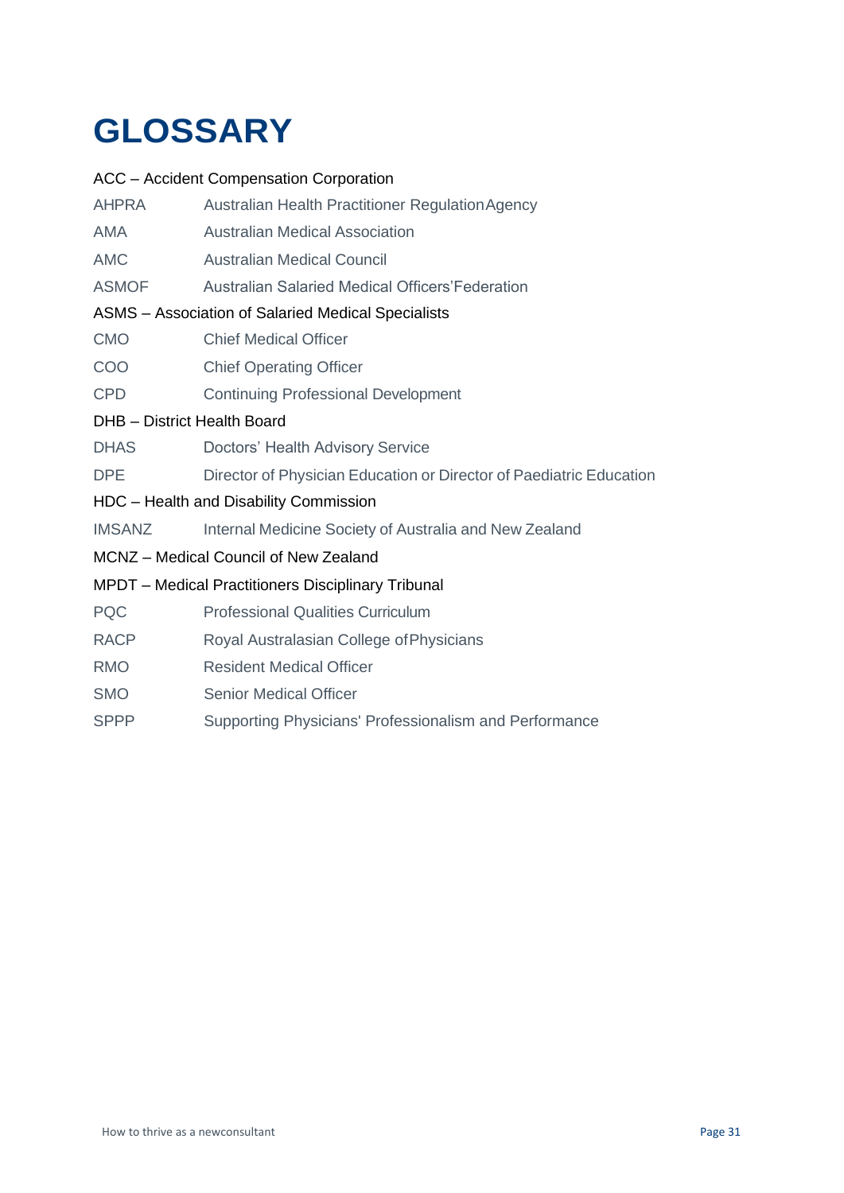# GLOSSARY

ACC – Accident Compensation Corporation

| | |
|---|---|
| AHPRA | Australian Health Practitioner Regulation Agency |
| AMA | Australian Medical Association |
| AMC | Australian Medical Council |
| ASMOF | Australian Salaried Medical Officers' Federation |

ASMS – Association of Salaried Medical Specialists

| | |
|---|---|
| CMO | Chief Medical Officer |
| COO | Chief Operating Officer |
| CPD | Continuing Professional Development |

DHB – District Health Board

| | |
|---|---|
| DHAS | Doctors' Health Advisory Service |
| DPE | Director of Physician Education or Director of Paediatric Education |

HDC – Health and Disability Commission

| | |
|---|---|
| IMSANZ | Internal Medicine Society of Australia and New Zealand |

MCNZ – Medical Council of New Zealand

MPDT – Medical Practitioners Disciplinary Tribunal

| | |
|---|---|
| PQC | Professional Qualities Curriculum |
| RACP | Royal Australasian College of Physicians |
| RMO | Resident Medical Officer |
| SMO | Senior Medical Officer |
| SPPP | Supporting Physicians' Professionalism and Performance |